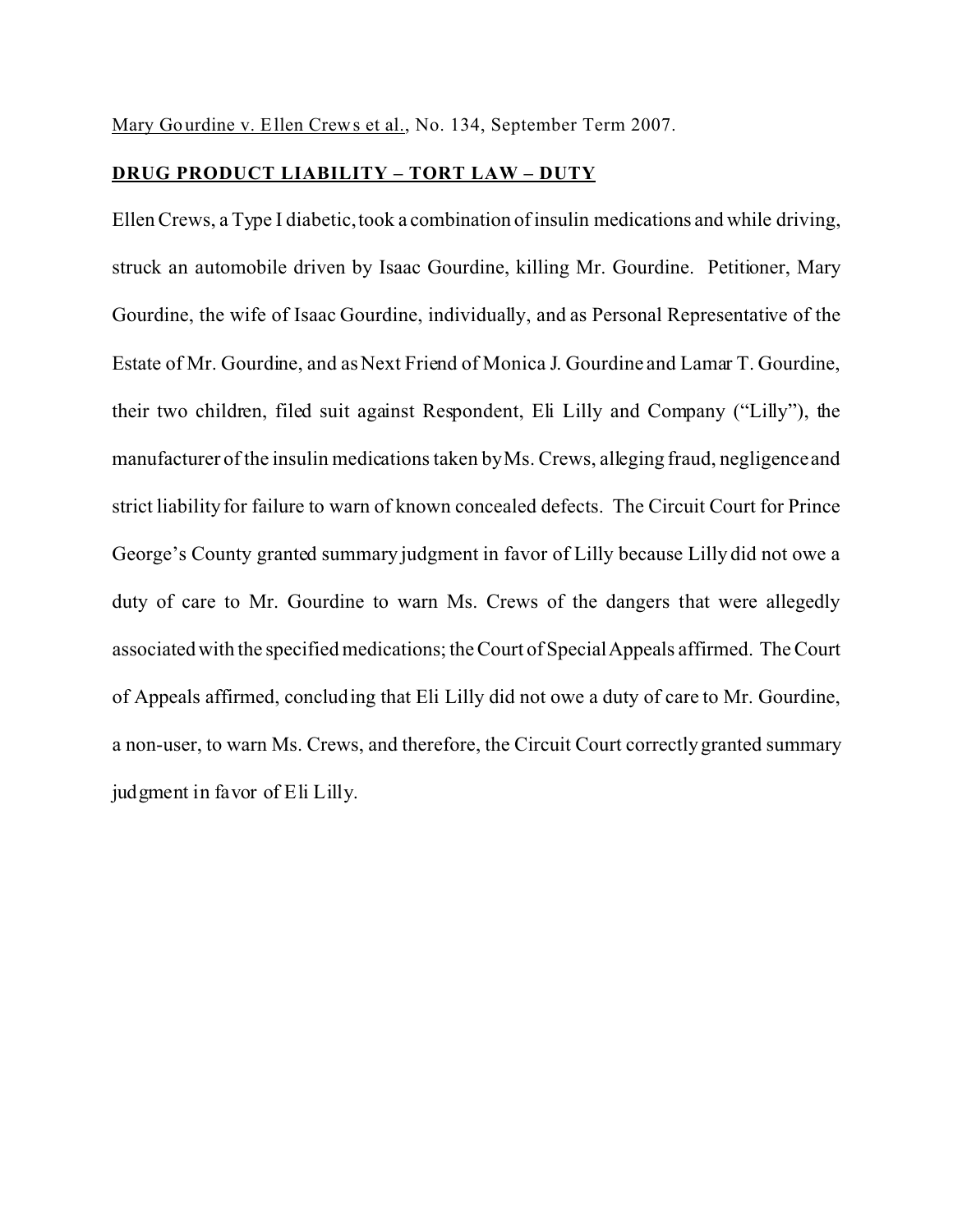Mary Gourdine v. Ellen Crews et al., No. 134, September Term 2007.

**DRUG PRODUCT LIABILITY – TORT LAW – DUTY**

Ellen Crews, a Type I diabetic, took a combination of insulin medications and while driving, struck an automobile driven by Isaac Gourdine, killing Mr. Gourdine. Petitioner, Mary Gourdine, the wife of Isaac Gourdine, individually, and as Personal Representative of the Estate of Mr. Gourdine, and as Next Friend of Monica J. Gourdine and Lamar T. Gourdine, their two children, filed suit against Respondent, Eli Lilly and Company ("Lilly"), the manufacturer of the insulin medications taken by Ms. Crews, alleging fraud, negligence and strict liability for failure to warn of known concealed defects. The Circuit Court for Prince George's County granted summary judgment in favor of Lilly because Lilly did not owe a duty of care to Mr. Gourdine to warn Ms. Crews of the dangers that were allegedly associated with the specified medications; the Court of Special Appeals affirmed. The Court of Appeals affirmed, concluding that Eli Lilly did not owe a duty of care to Mr. Gourdine, a non-user, to warn Ms. Crews, and therefore, the Circuit Court correctly granted summary judgment in favor of Eli Lilly.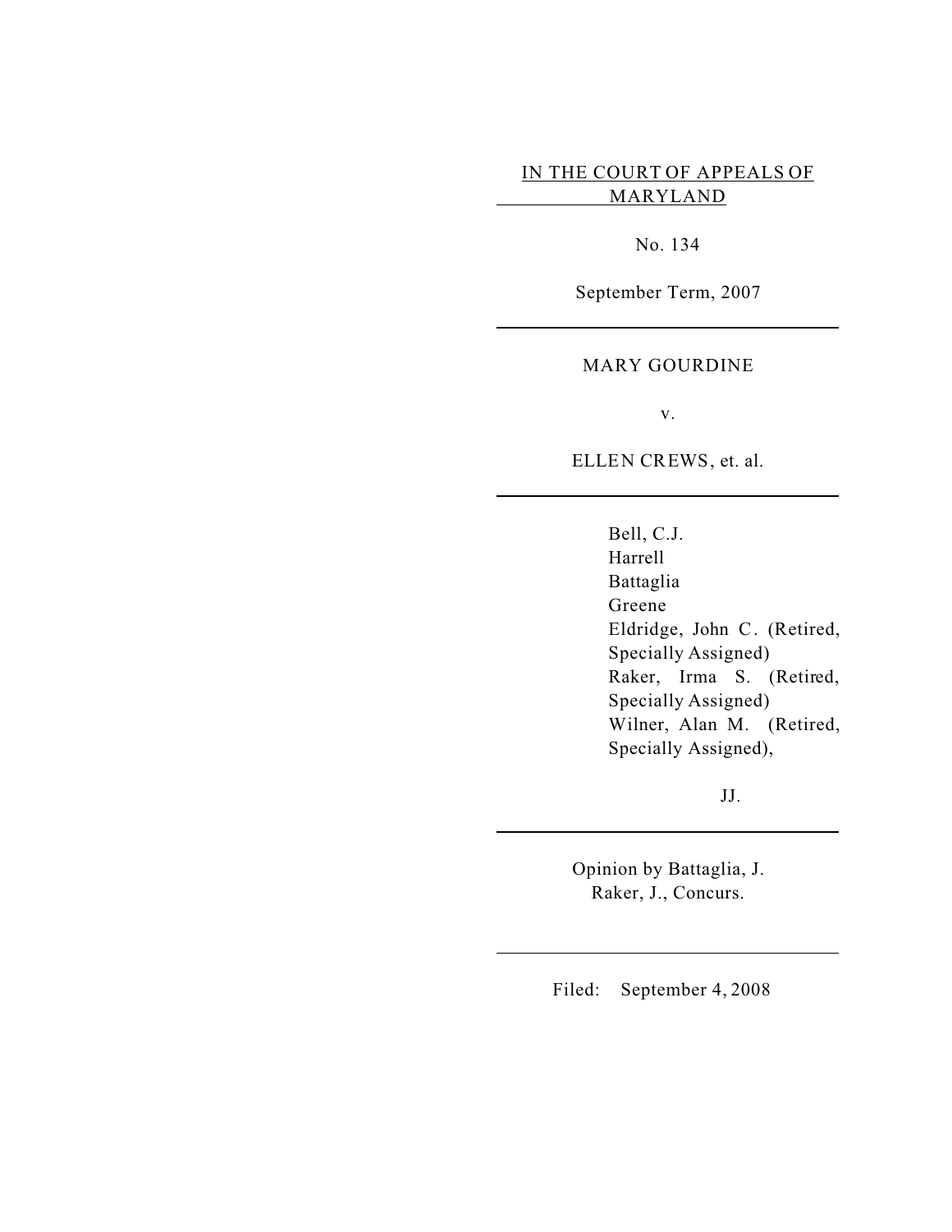IN THE COURT OF APPEALS OF MARYLAND

No. 134

September Term, 2007

---

MARY GOURDINE

v.

ELLEN CREWS, et. al.

---

Bell, C.J.
Harrell
Battaglia
Greene
Eldridge, John C. (Retired, Specially Assigned)
Raker, Irma S. (Retired, Specially Assigned)
Wilner, Alan M. (Retired, Specially Assigned),

JJ.

---

Opinion by Battaglia, J.
Raker, J., Concurs.

---

Filed: September 4, 2008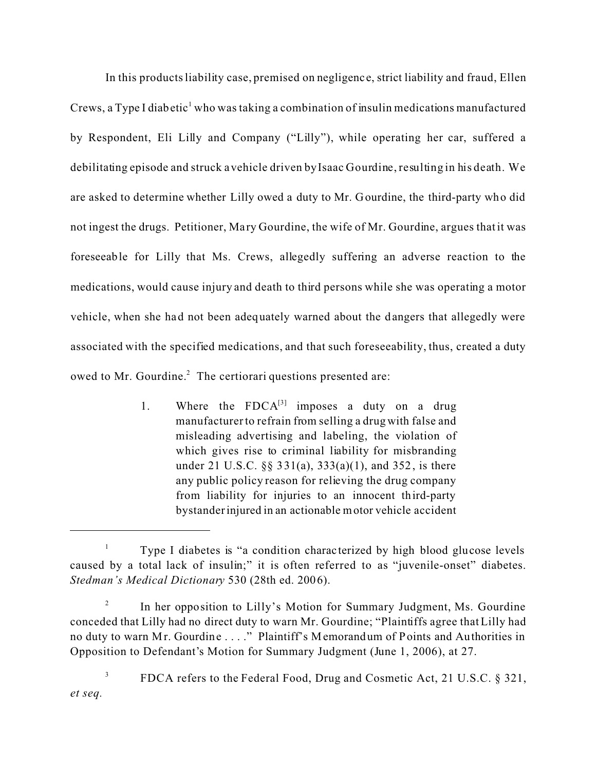In this products liability case, premised on negligence, strict liability and fraud, Ellen Crews, a Type I diabetic[1] who was taking a combination of insulin medications manufactured by Respondent, Eli Lilly and Company ("Lilly"), while operating her car, suffered a debilitating episode and struck a vehicle driven by Isaac Gourdine, resulting in his death. We are asked to determine whether Lilly owed a duty to Mr. Gourdine, the third-party who did not ingest the drugs. Petitioner, Mary Gourdine, the wife of Mr. Gourdine, argues that it was foreseeable for Lilly that Ms. Crews, allegedly suffering an adverse reaction to the medications, would cause injury and death to third persons while she was operating a motor vehicle, when she had not been adequately warned about the dangers that allegedly were associated with the specified medications, and that such foreseeability, thus, created a duty owed to Mr. Gourdine.[2] The certiorari questions presented are:

> 1. Where the FDCA[3] imposes a duty on a drug manufacturer to refrain from selling a drug with false and misleading advertising and labeling, the violation of which gives rise to criminal liability for misbranding under 21 U.S.C. §§ 331(a), 333(a)(1), and 352, is there any public policy reason for relieving the drug company from liability for injuries to an innocent third-party bystander injured in an actionable motor vehicle accident

---

[1] Type I diabetes is "a condition characterized by high blood glucose levels caused by a total lack of insulin;" it is often referred to as "juvenile-onset" diabetes. *Stedman's Medical Dictionary* 530 (28th ed. 2006).

[2] In her opposition to Lilly's Motion for Summary Judgment, Ms. Gourdine conceded that Lilly had no direct duty to warn Mr. Gourdine; "Plaintiffs agree that Lilly had no duty to warn Mr. Gourdine . . . ." Plaintiff's Memorandum of Points and Authorities in Opposition to Defendant's Motion for Summary Judgment (June 1, 2006), at 27.

[3] FDCA refers to the Federal Food, Drug and Cosmetic Act, 21 U.S.C. § 321, *et seq.*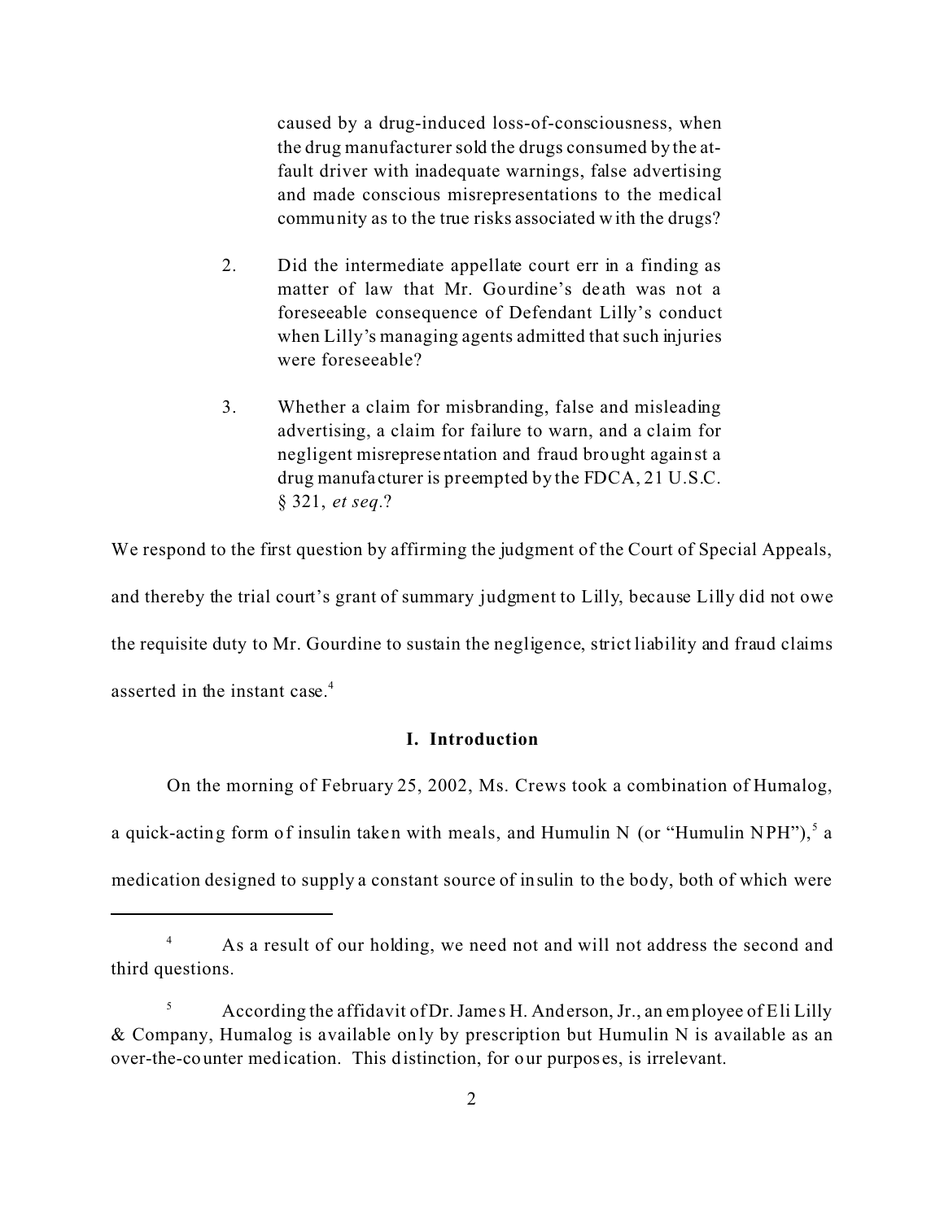caused by a drug-induced loss-of-consciousness, when the drug manufacturer sold the drugs consumed by the at-fault driver with inadequate warnings, false advertising and made conscious misrepresentations to the medical community as to the true risks associated with the drugs?

2. Did the intermediate appellate court err in a finding as matter of law that Mr. Gourdine's death was not a foreseeable consequence of Defendant Lilly's conduct when Lilly's managing agents admitted that such injuries were foreseeable?

3. Whether a claim for misbranding, false and misleading advertising, a claim for failure to warn, and a claim for negligent misrepresentation and fraud brought against a drug manufacturer is preempted by the FDCA, 21 U.S.C. § 321, *et seq*.?

We respond to the first question by affirming the judgment of the Court of Special Appeals, and thereby the trial court's grant of summary judgment to Lilly, because Lilly did not owe the requisite duty to Mr. Gourdine to sustain the negligence, strict liability and fraud claims asserted in the instant case.[4]

## I. Introduction

On the morning of February 25, 2002, Ms. Crews took a combination of Humalog, a quick-acting form of insulin taken with meals, and Humulin N (or "Humulin NPH"),[5] a medication designed to supply a constant source of insulin to the body, both of which were

---

[4] As a result of our holding, we need not and will not address the second and third questions.

[5] According the affidavit of Dr. James H. Anderson, Jr., an employee of Eli Lilly & Company, Humalog is available only by prescription but Humulin N is available as an over-the-counter medication. This distinction, for our purposes, is irrelevant.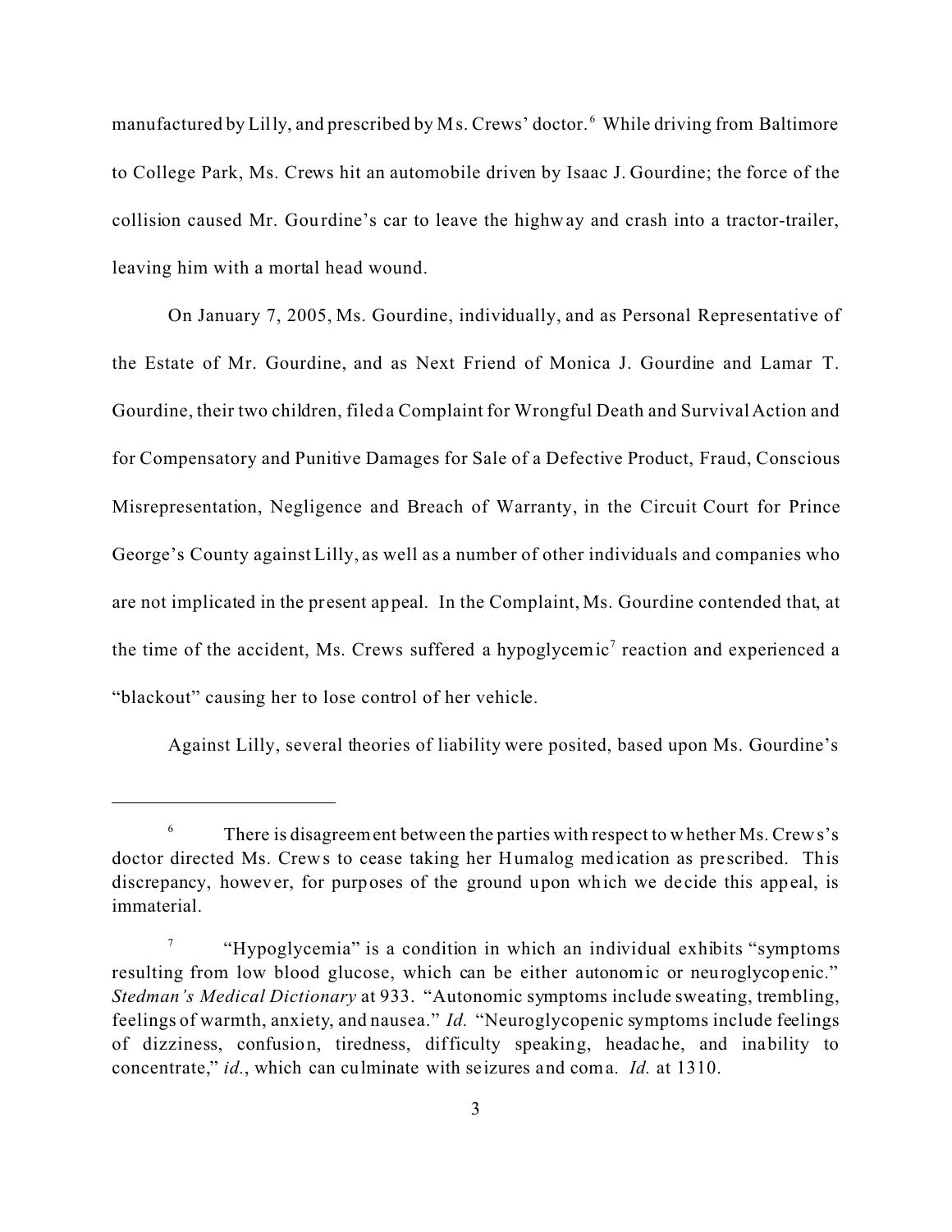manufactured by Lilly, and prescribed by Ms. Crews' doctor.[6] While driving from Baltimore to College Park, Ms. Crews hit an automobile driven by Isaac J. Gourdine; the force of the collision caused Mr. Gourdine's car to leave the highway and crash into a tractor-trailer, leaving him with a mortal head wound.

On January 7, 2005, Ms. Gourdine, individually, and as Personal Representative of the Estate of Mr. Gourdine, and as Next Friend of Monica J. Gourdine and Lamar T. Gourdine, their two children, filed a Complaint for Wrongful Death and Survival Action and for Compensatory and Punitive Damages for Sale of a Defective Product, Fraud, Conscious Misrepresentation, Negligence and Breach of Warranty, in the Circuit Court for Prince George's County against Lilly, as well as a number of other individuals and companies who are not implicated in the present appeal. In the Complaint, Ms. Gourdine contended that, at the time of the accident, Ms. Crews suffered a hypoglycemic[7] reaction and experienced a "blackout" causing her to lose control of her vehicle.

Against Lilly, several theories of liability were posited, based upon Ms. Gourdine's

---

[6] There is disagreement between the parties with respect to whether Ms. Crews's doctor directed Ms. Crews to cease taking her Humalog medication as prescribed. This discrepancy, however, for purposes of the ground upon which we decide this appeal, is immaterial.

[7] "Hypoglycemia" is a condition in which an individual exhibits "symptoms resulting from low blood glucose, which can be either autonomic or neuroglycopenic." *Stedman's Medical Dictionary* at 933. "Autonomic symptoms include sweating, trembling, feelings of warmth, anxiety, and nausea." *Id.* "Neuroglycopenic symptoms include feelings of dizziness, confusion, tiredness, difficulty speaking, headache, and inability to concentrate," *id.*, which can culminate with seizures and coma. *Id.* at 1310.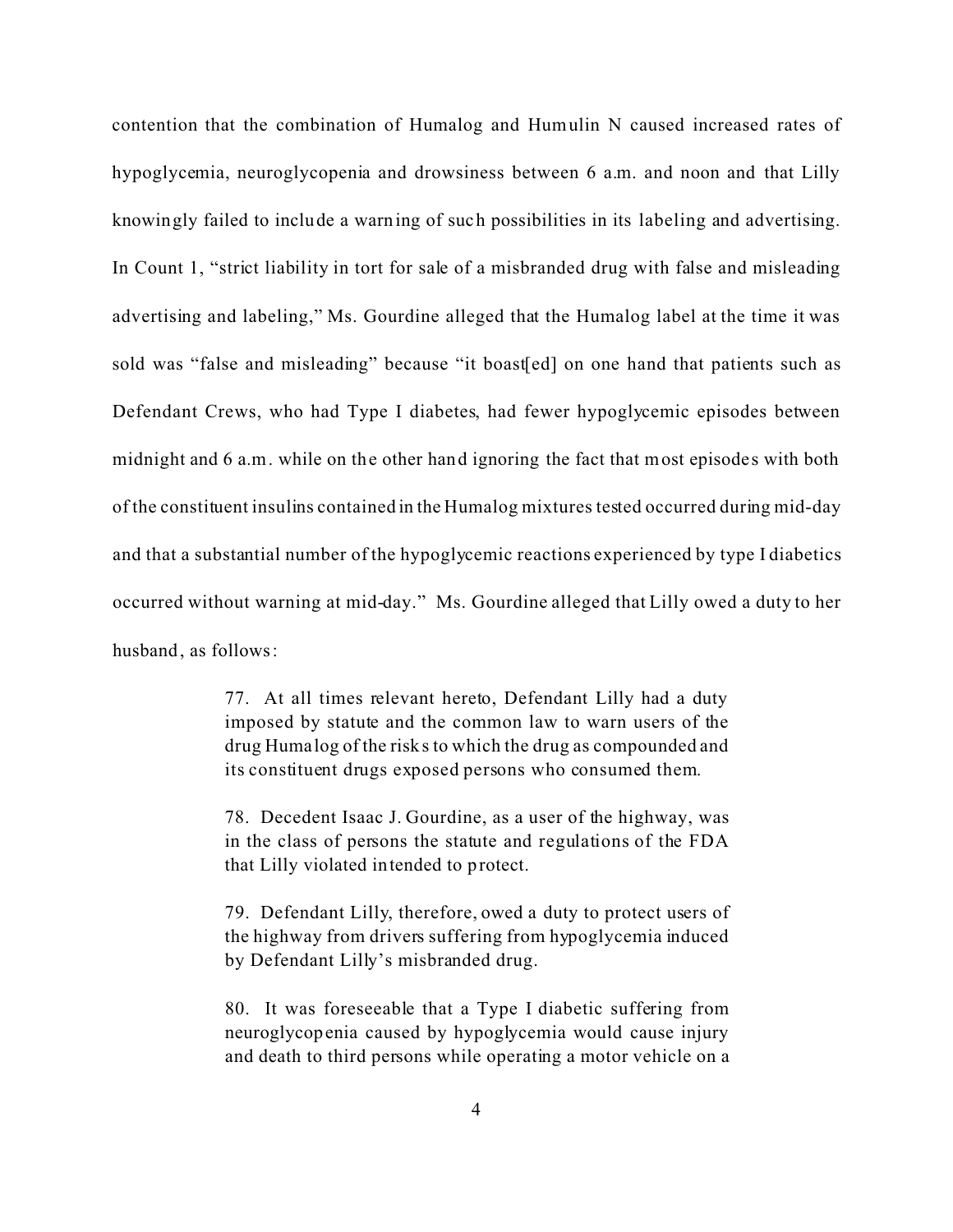contention that the combination of Humalog and Humulin N caused increased rates of hypoglycemia, neuroglycopenia and drowsiness between 6 a.m. and noon and that Lilly knowingly failed to include a warning of such possibilities in its labeling and advertising. In Count 1, "strict liability in tort for sale of a misbranded drug with false and misleading advertising and labeling," Ms. Gourdine alleged that the Humalog label at the time it was sold was "false and misleading" because "it boast[ed] on one hand that patients such as Defendant Crews, who had Type I diabetes, had fewer hypoglycemic episodes between midnight and 6 a.m. while on the other hand ignoring the fact that most episodes with both of the constituent insulins contained in the Humalog mixtures tested occurred during mid-day and that a substantial number of the hypoglycemic reactions experienced by type I diabetics occurred without warning at mid-day." Ms. Gourdine alleged that Lilly owed a duty to her husband, as follows:

> 77. At all times relevant hereto, Defendant Lilly had a duty imposed by statute and the common law to warn users of the drug Humalog of the risks to which the drug as compounded and its constituent drugs exposed persons who consumed them.
>
> 78. Decedent Isaac J. Gourdine, as a user of the highway, was in the class of persons the statute and regulations of the FDA that Lilly violated intended to protect.
>
> 79. Defendant Lilly, therefore, owed a duty to protect users of the highway from drivers suffering from hypoglycemia induced by Defendant Lilly's misbranded drug.
>
> 80. It was foreseeable that a Type I diabetic suffering from neuroglycopenia caused by hypoglycemia would cause injury and death to third persons while operating a motor vehicle on a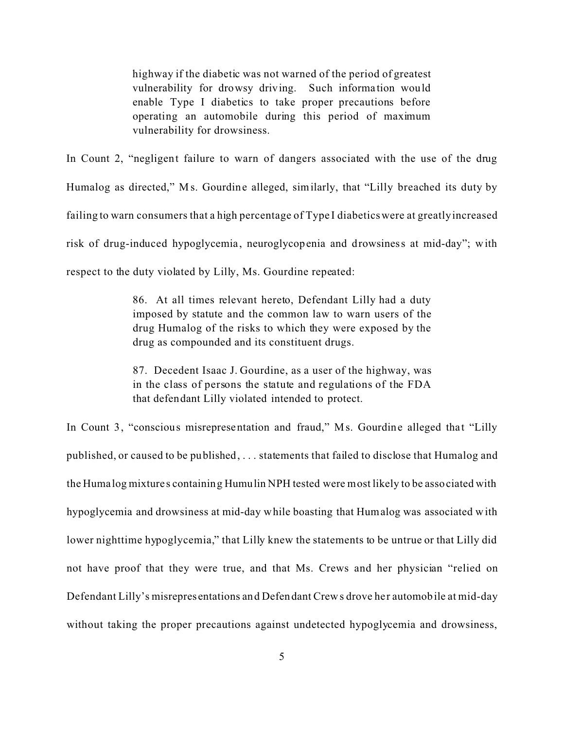> highway if the diabetic was not warned of the period of greatest vulnerability for drowsy driving. Such information would enable Type I diabetics to take proper precautions before operating an automobile during this period of maximum vulnerability for drowsiness.

In Count 2, "negligent failure to warn of dangers associated with the use of the drug Humalog as directed," Ms. Gourdine alleged, similarly, that "Lilly breached its duty by failing to warn consumers that a high percentage of Type I diabetics were at greatly increased risk of drug-induced hypoglycemia, neuroglycopenia and drowsiness at mid-day"; with respect to the duty violated by Lilly, Ms. Gourdine repeated:

> 86. At all times relevant hereto, Defendant Lilly had a duty imposed by statute and the common law to warn users of the drug Humalog of the risks to which they were exposed by the drug as compounded and its constituent drugs.
>
> 87. Decedent Isaac J. Gourdine, as a user of the highway, was in the class of persons the statute and regulations of the FDA that defendant Lilly violated intended to protect.

In Count 3, "conscious misrepresentation and fraud," Ms. Gourdine alleged that "Lilly published, or caused to be published, . . . statements that failed to disclose that Humalog and the Humalog mixtures containing Humulin NPH tested were most likely to be associated with hypoglycemia and drowsiness at mid-day while boasting that Humalog was associated with lower nighttime hypoglycemia," that Lilly knew the statements to be untrue or that Lilly did not have proof that they were true, and that Ms. Crews and her physician "relied on Defendant Lilly's misrepresentations and Defendant Crews drove her automobile at mid-day without taking the proper precautions against undetected hypoglycemia and drowsiness,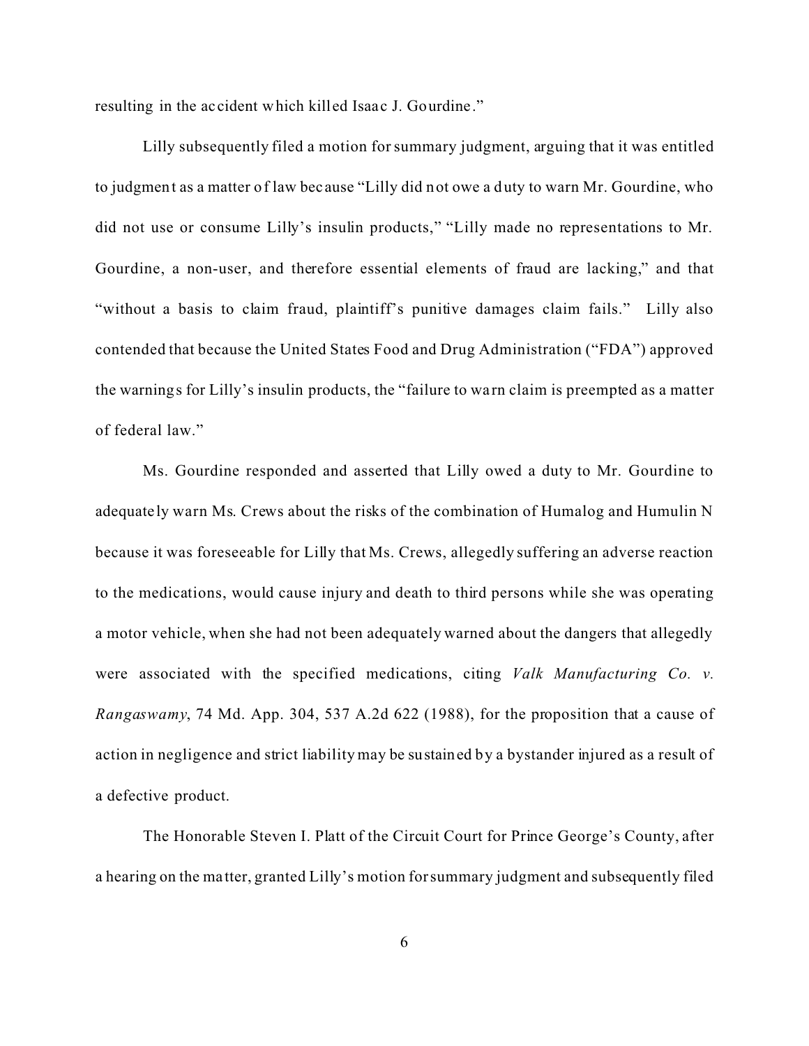resulting in the accident which killed Isaac J. Gourdine."

Lilly subsequently filed a motion for summary judgment, arguing that it was entitled to judgment as a matter of law because "Lilly did not owe a duty to warn Mr. Gourdine, who did not use or consume Lilly's insulin products," "Lilly made no representations to Mr. Gourdine, a non-user, and therefore essential elements of fraud are lacking," and that "without a basis to claim fraud, plaintiff's punitive damages claim fails." Lilly also contended that because the United States Food and Drug Administration ("FDA") approved the warnings for Lilly's insulin products, the "failure to warn claim is preempted as a matter of federal law."

Ms. Gourdine responded and asserted that Lilly owed a duty to Mr. Gourdine to adequately warn Ms. Crews about the risks of the combination of Humalog and Humulin N because it was foreseeable for Lilly that Ms. Crews, allegedly suffering an adverse reaction to the medications, would cause injury and death to third persons while she was operating a motor vehicle, when she had not been adequately warned about the dangers that allegedly were associated with the specified medications, citing *Valk Manufacturing Co. v. Rangaswamy*, 74 Md. App. 304, 537 A.2d 622 (1988), for the proposition that a cause of action in negligence and strict liability may be sustained by a bystander injured as a result of a defective product.

The Honorable Steven I. Platt of the Circuit Court for Prince George's County, after a hearing on the matter, granted Lilly's motion for summary judgment and subsequently filed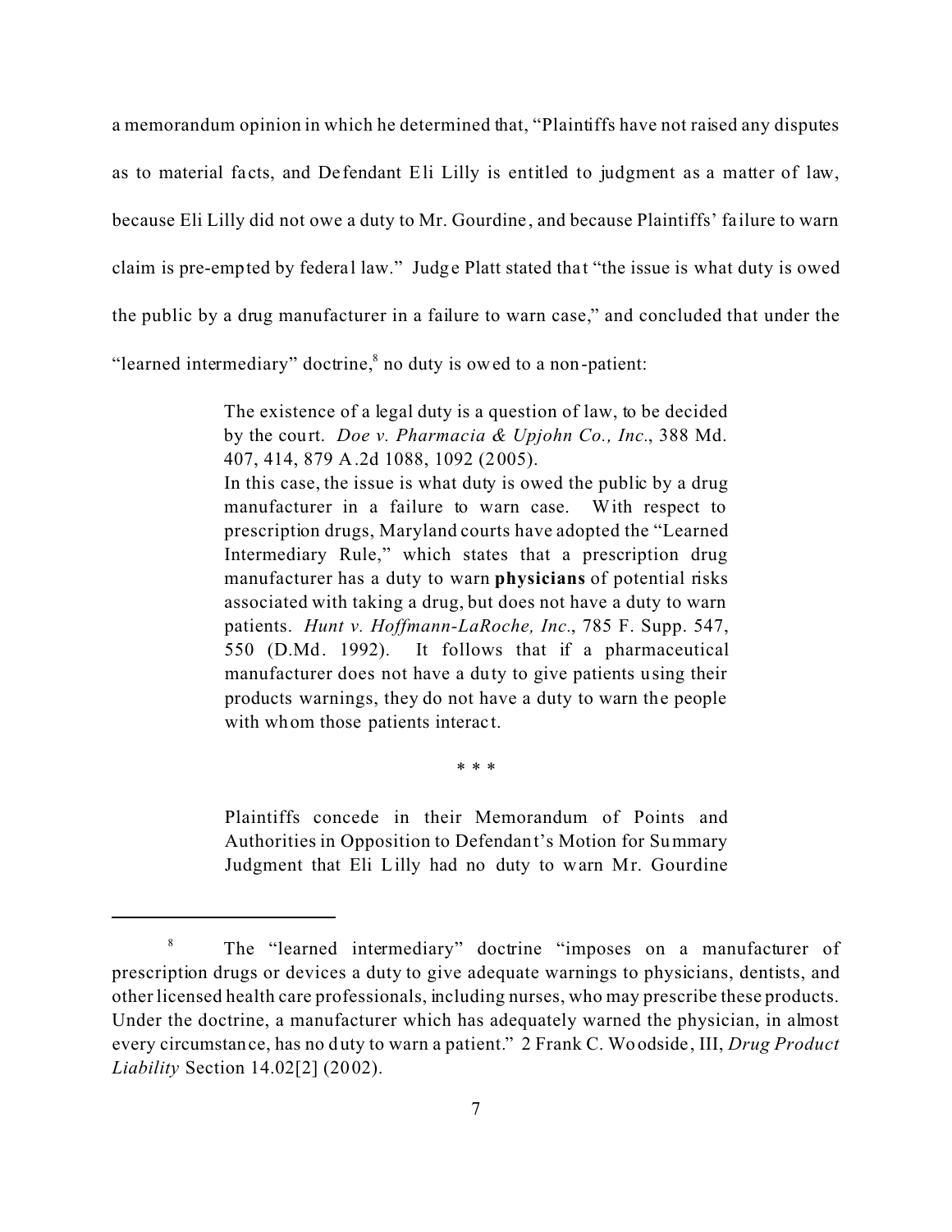a memorandum opinion in which he determined that, "Plaintiffs have not raised any disputes as to material facts, and Defendant Eli Lilly is entitled to judgment as a matter of law, because Eli Lilly did not owe a duty to Mr. Gourdine, and because Plaintiffs' failure to warn claim is pre-empted by federal law." Judge Platt stated that "the issue is what duty is owed the public by a drug manufacturer in a failure to warn case," and concluded that under the "learned intermediary" doctrine,[8] no duty is owed to a non-patient:

> The existence of a legal duty is a question of law, to be decided by the court. *Doe v. Pharmacia & Upjohn Co., Inc.*, 388 Md. 407, 414, 879 A.2d 1088, 1092 (2005).
>
> In this case, the issue is what duty is owed the public by a drug manufacturer in a failure to warn case. With respect to prescription drugs, Maryland courts have adopted the "Learned Intermediary Rule," which states that a prescription drug manufacturer has a duty to warn **physicians** of potential risks associated with taking a drug, but does not have a duty to warn patients. *Hunt v. Hoffmann-LaRoche, Inc.*, 785 F. Supp. 547, 550 (D.Md. 1992). It follows that if a pharmaceutical manufacturer does not have a duty to give patients using their products warnings, they do not have a duty to warn the people with whom those patients interact.
>
> \* \* \*
>
> Plaintiffs concede in their Memorandum of Points and Authorities in Opposition to Defendant's Motion for Summary Judgment that Eli Lilly had no duty to warn Mr. Gourdine

---

[8] The "learned intermediary" doctrine "imposes on a manufacturer of prescription drugs or devices a duty to give adequate warnings to physicians, dentists, and other licensed health care professionals, including nurses, who may prescribe these products. Under the doctrine, a manufacturer which has adequately warned the physician, in almost every circumstance, has no duty to warn a patient." 2 Frank C. Woodside, III, *Drug Product Liability* Section 14.02[2] (2002).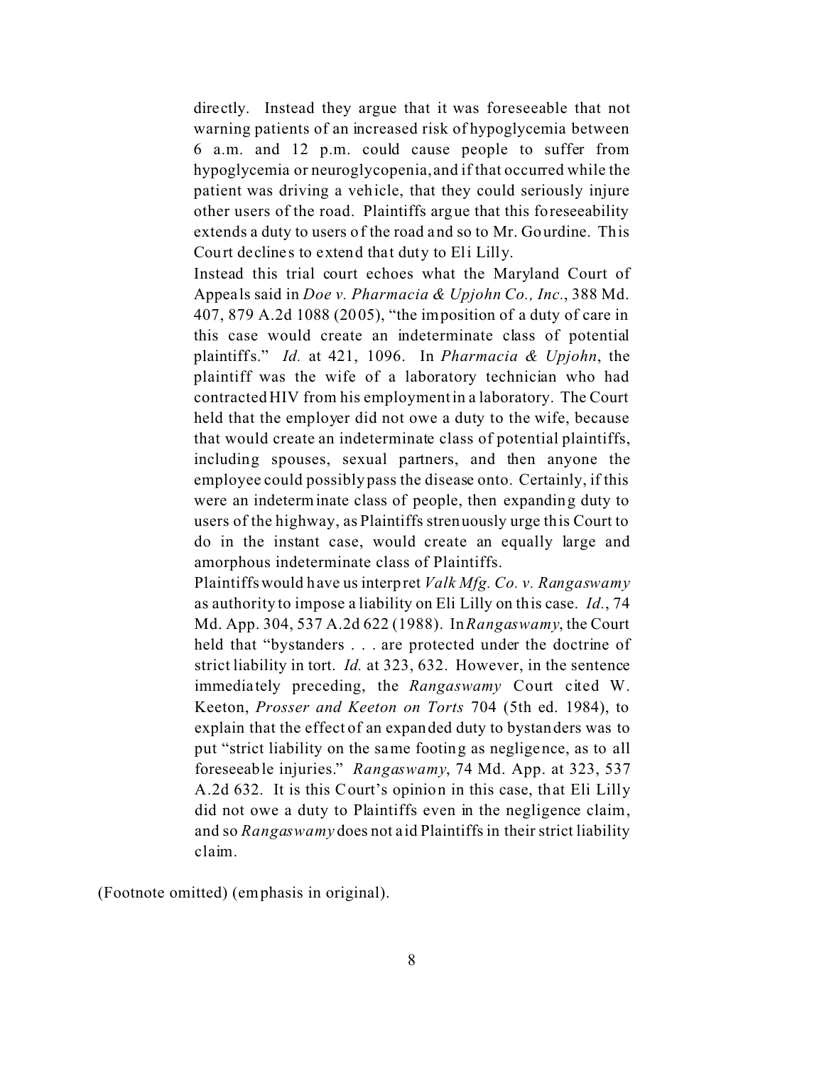directly. Instead they argue that it was foreseeable that not warning patients of an increased risk of hypoglycemia between 6 a.m. and 12 p.m. could cause people to suffer from hypoglycemia or neuroglycopenia, and if that occurred while the patient was driving a vehicle, that they could seriously injure other users of the road. Plaintiffs argue that this foreseeability extends a duty to users of the road and so to Mr. Gourdine. This Court declines to extend that duty to Eli Lilly.

Instead this trial court echoes what the Maryland Court of Appeals said in *Doe v. Pharmacia & Upjohn Co., Inc.*, 388 Md. 407, 879 A.2d 1088 (2005), "the imposition of a duty of care in this case would create an indeterminate class of potential plaintiffs." *Id.* at 421, 1096. In *Pharmacia & Upjohn*, the plaintiff was the wife of a laboratory technician who had contracted HIV from his employment in a laboratory. The Court held that the employer did not owe a duty to the wife, because that would create an indeterminate class of potential plaintiffs, including spouses, sexual partners, and then anyone the employee could possibly pass the disease onto. Certainly, if this were an indeterminate class of people, then expanding duty to users of the highway, as Plaintiffs strenuously urge this Court to do in the instant case, would create an equally large and amorphous indeterminate class of Plaintiffs.

Plaintiffs would have us interpret *Valk Mfg. Co. v. Rangaswamy* as authority to impose a liability on Eli Lilly on this case. *Id.*, 74 Md. App. 304, 537 A.2d 622 (1988). In *Rangaswamy*, the Court held that "bystanders . . . are protected under the doctrine of strict liability in tort. *Id.* at 323, 632. However, in the sentence immediately preceding, the *Rangaswamy* Court cited W. Keeton, *Prosser and Keeton on Torts* 704 (5th ed. 1984), to explain that the effect of an expanded duty to bystanders was to put "strict liability on the same footing as negligence, as to all foreseeable injuries." *Rangaswamy*, 74 Md. App. at 323, 537 A.2d 632. It is this Court's opinion in this case, that Eli Lilly did not owe a duty to Plaintiffs even in the negligence claim, and so *Rangaswamy* does not aid Plaintiffs in their strict liability claim.

(Footnote omitted) (emphasis in original).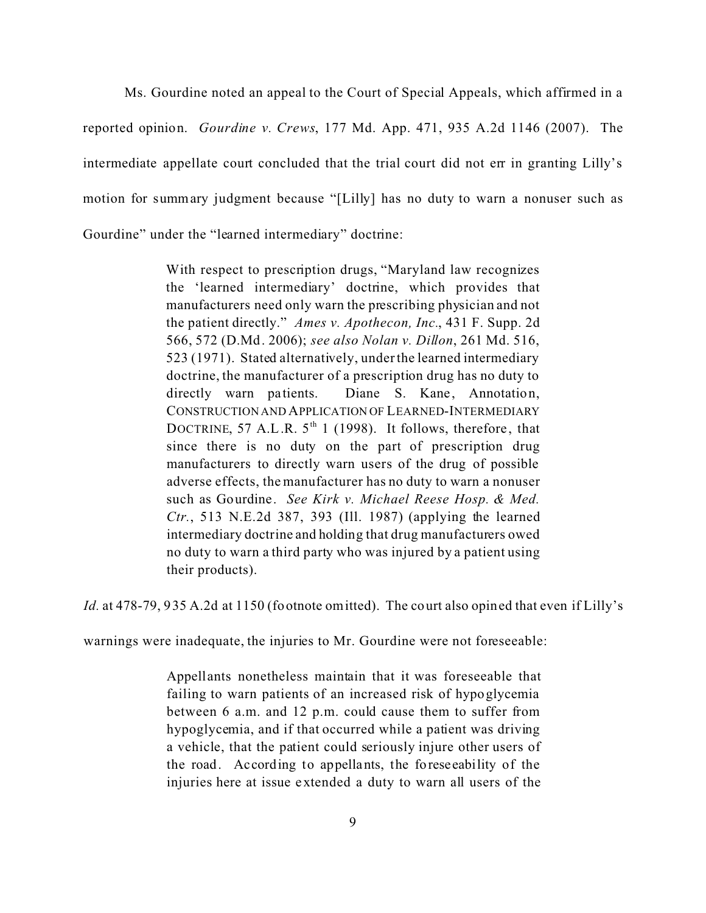Ms. Gourdine noted an appeal to the Court of Special Appeals, which affirmed in a reported opinion. *Gourdine v. Crews*, 177 Md. App. 471, 935 A.2d 1146 (2007). The intermediate appellate court concluded that the trial court did not err in granting Lilly's motion for summary judgment because "[Lilly] has no duty to warn a nonuser such as Gourdine" under the "learned intermediary" doctrine:

> With respect to prescription drugs, "Maryland law recognizes the 'learned intermediary' doctrine, which provides that manufacturers need only warn the prescribing physician and not the patient directly." *Ames v. Apothecon, Inc.*, 431 F. Supp. 2d 566, 572 (D.Md. 2006); *see also Nolan v. Dillon*, 261 Md. 516, 523 (1971). Stated alternatively, under the learned intermediary doctrine, the manufacturer of a prescription drug has no duty to directly warn patients. Diane S. Kane, Annotation, CONSTRUCTION AND APPLICATION OF LEARNED-INTERMEDIARY DOCTRINE, 57 A.L.R. 5th 1 (1998). It follows, therefore, that since there is no duty on the part of prescription drug manufacturers to directly warn users of the drug of possible adverse effects, the manufacturer has no duty to warn a nonuser such as Gourdine. *See Kirk v. Michael Reese Hosp. & Med. Ctr.*, 513 N.E.2d 387, 393 (Ill. 1987) (applying the learned intermediary doctrine and holding that drug manufacturers owed no duty to warn a third party who was injured by a patient using their products).

*Id.* at 478-79, 935 A.2d at 1150 (footnote omitted). The court also opined that even if Lilly's warnings were inadequate, the injuries to Mr. Gourdine were not foreseeable:

> Appellants nonetheless maintain that it was foreseeable that failing to warn patients of an increased risk of hypoglycemia between 6 a.m. and 12 p.m. could cause them to suffer from hypoglycemia, and if that occurred while a patient was driving a vehicle, that the patient could seriously injure other users of the road. According to appellants, the foreseeability of the injuries here at issue extended a duty to warn all users of the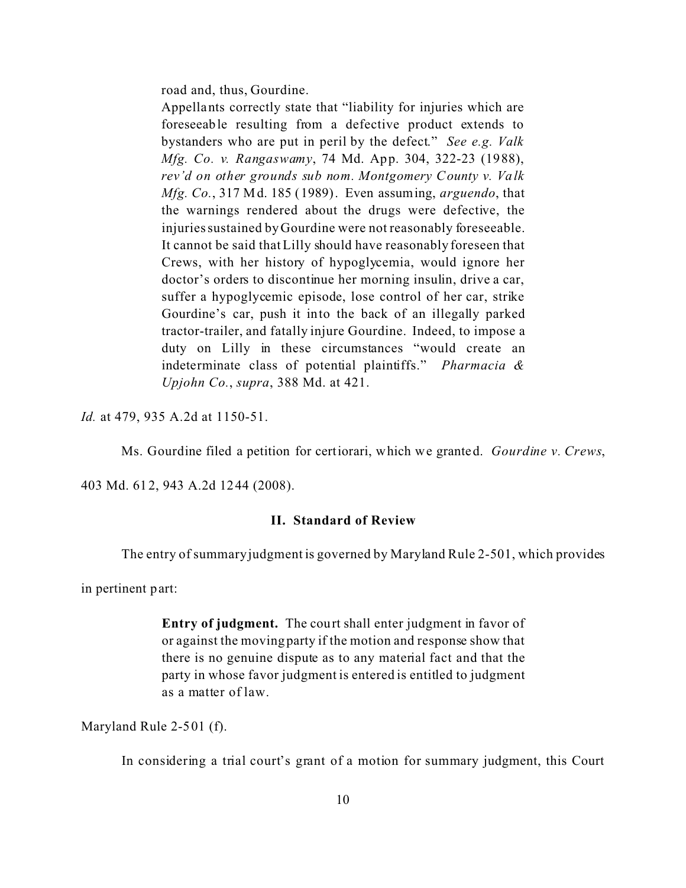> road and, thus, Gourdine.
>
> Appellants correctly state that "liability for injuries which are foreseeable resulting from a defective product extends to bystanders who are put in peril by the defect." *See e.g. Valk Mfg. Co. v. Rangaswamy*, 74 Md. App. 304, 322-23 (1988), *rev'd on other grounds sub nom. Montgomery County v. Valk Mfg. Co.*, 317 Md. 185 (1989). Even assuming, *arguendo*, that the warnings rendered about the drugs were defective, the injuries sustained by Gourdine were not reasonably foreseeable. It cannot be said that Lilly should have reasonably foreseen that Crews, with her history of hypoglycemia, would ignore her doctor's orders to discontinue her morning insulin, drive a car, suffer a hypoglycemic episode, lose control of her car, strike Gourdine's car, push it into the back of an illegally parked tractor-trailer, and fatally injure Gourdine. Indeed, to impose a duty on Lilly in these circumstances "would create an indeterminate class of potential plaintiffs." *Pharmacia & Upjohn Co.*, *supra*, 388 Md. at 421.

*Id.* at 479, 935 A.2d at 1150-51.

Ms. Gourdine filed a petition for certiorari, which we granted. *Gourdine v. Crews*, 403 Md. 612, 943 A.2d 1244 (2008).

## II. Standard of Review

The entry of summary judgment is governed by Maryland Rule 2-501, which provides in pertinent part:

> **Entry of judgment.** The court shall enter judgment in favor of or against the moving party if the motion and response show that there is no genuine dispute as to any material fact and that the party in whose favor judgment is entered is entitled to judgment as a matter of law.

Maryland Rule 2-501 (f).

In considering a trial court's grant of a motion for summary judgment, this Court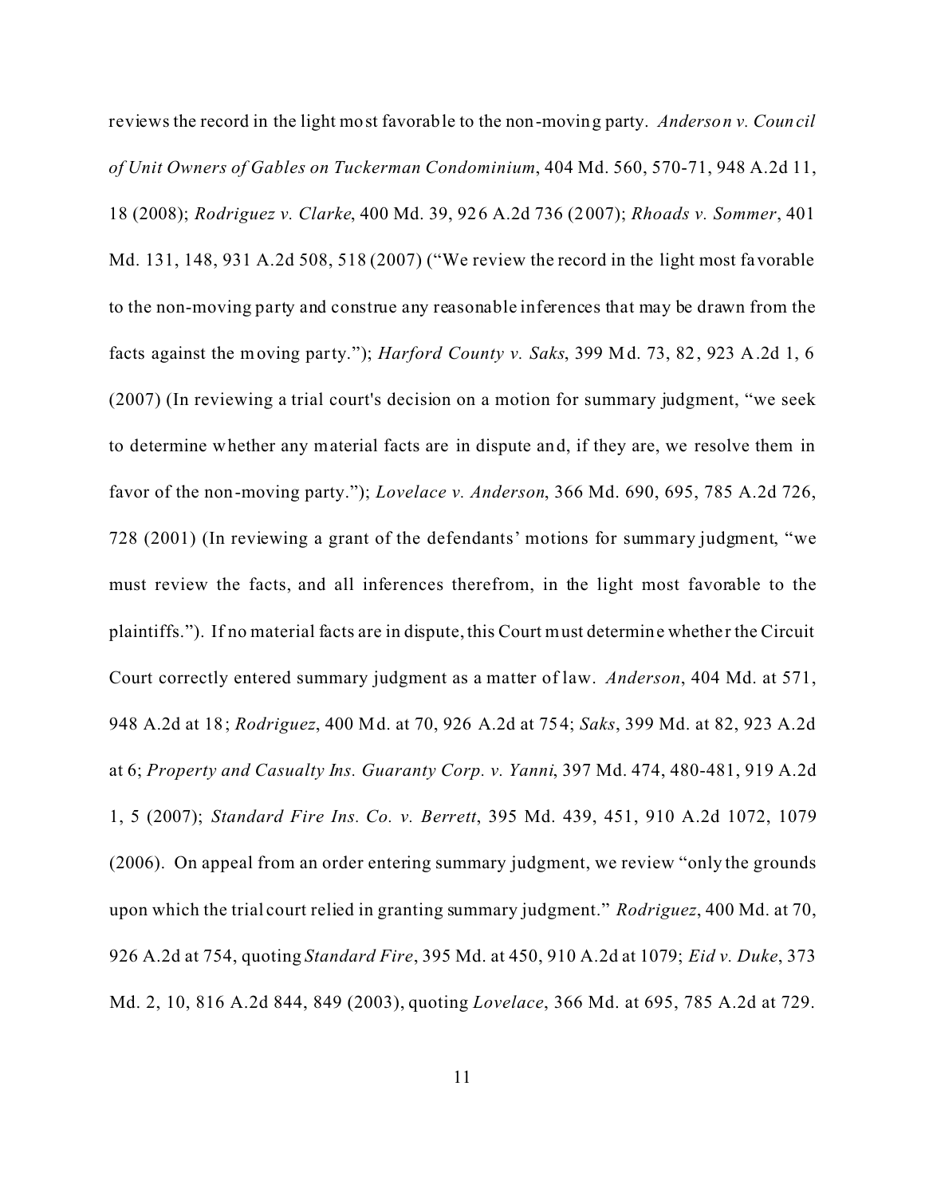reviews the record in the light most favorable to the non-moving party. *Anderson v. Council of Unit Owners of Gables on Tuckerman Condominium*, 404 Md. 560, 570-71, 948 A.2d 11, 18 (2008); *Rodriguez v. Clarke*, 400 Md. 39, 926 A.2d 736 (2007); *Rhoads v. Sommer*, 401 Md. 131, 148, 931 A.2d 508, 518 (2007) ("We review the record in the light most favorable to the non-moving party and construe any reasonable inferences that may be drawn from the facts against the moving party."); *Harford County v. Saks*, 399 Md. 73, 82, 923 A.2d 1, 6 (2007) (In reviewing a trial court's decision on a motion for summary judgment, "we seek to determine whether any material facts are in dispute and, if they are, we resolve them in favor of the non-moving party."); *Lovelace v. Anderson*, 366 Md. 690, 695, 785 A.2d 726, 728 (2001) (In reviewing a grant of the defendants' motions for summary judgment, "we must review the facts, and all inferences therefrom, in the light most favorable to the plaintiffs."). If no material facts are in dispute, this Court must determine whether the Circuit Court correctly entered summary judgment as a matter of law. *Anderson*, 404 Md. at 571, 948 A.2d at 18; *Rodriguez*, 400 Md. at 70, 926 A.2d at 754; *Saks*, 399 Md. at 82, 923 A.2d at 6; *Property and Casualty Ins. Guaranty Corp. v. Yanni*, 397 Md. 474, 480-481, 919 A.2d 1, 5 (2007); *Standard Fire Ins. Co. v. Berrett*, 395 Md. 439, 451, 910 A.2d 1072, 1079 (2006). On appeal from an order entering summary judgment, we review "only the grounds upon which the trial court relied in granting summary judgment." *Rodriguez*, 400 Md. at 70, 926 A.2d at 754, quoting *Standard Fire*, 395 Md. at 450, 910 A.2d at 1079; *Eid v. Duke*, 373 Md. 2, 10, 816 A.2d 844, 849 (2003), quoting *Lovelace*, 366 Md. at 695, 785 A.2d at 729.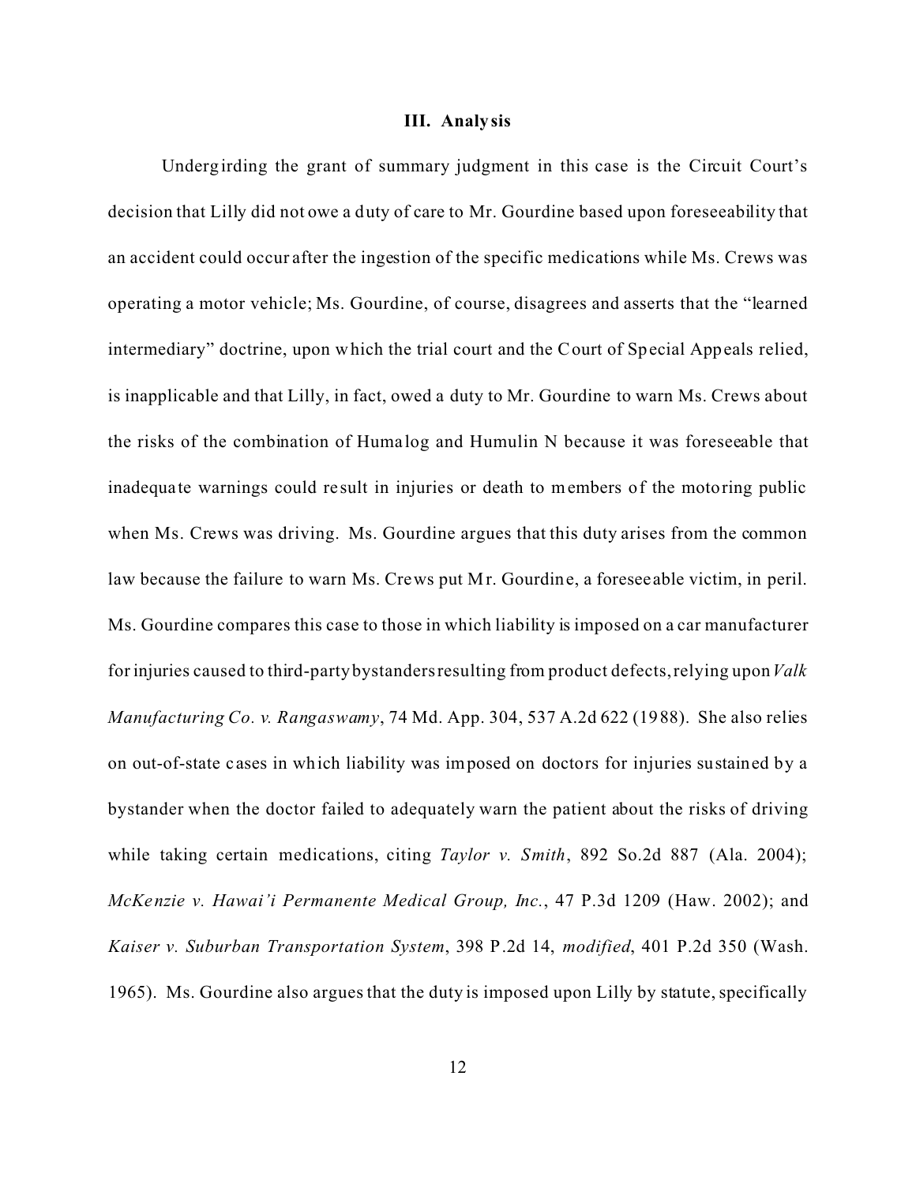### III. Analysis

Undergirding the grant of summary judgment in this case is the Circuit Court's decision that Lilly did not owe a duty of care to Mr. Gourdine based upon foreseeability that an accident could occur after the ingestion of the specific medications while Ms. Crews was operating a motor vehicle; Ms. Gourdine, of course, disagrees and asserts that the "learned intermediary" doctrine, upon which the trial court and the Court of Special Appeals relied, is inapplicable and that Lilly, in fact, owed a duty to Mr. Gourdine to warn Ms. Crews about the risks of the combination of Humalog and Humulin N because it was foreseeable that inadequate warnings could result in injuries or death to members of the motoring public when Ms. Crews was driving. Ms. Gourdine argues that this duty arises from the common law because the failure to warn Ms. Crews put Mr. Gourdine, a foreseeable victim, in peril. Ms. Gourdine compares this case to those in which liability is imposed on a car manufacturer for injuries caused to third-party bystanders resulting from product defects, relying upon *Valk Manufacturing Co. v. Rangaswamy*, 74 Md. App. 304, 537 A.2d 622 (1988). She also relies on out-of-state cases in which liability was imposed on doctors for injuries sustained by a bystander when the doctor failed to adequately warn the patient about the risks of driving while taking certain medications, citing *Taylor v. Smith*, 892 So.2d 887 (Ala. 2004); *McKenzie v. Hawai'i Permanente Medical Group, Inc.*, 47 P.3d 1209 (Haw. 2002); and *Kaiser v. Suburban Transportation System*, 398 P.2d 14, *modified*, 401 P.2d 350 (Wash. 1965). Ms. Gourdine also argues that the duty is imposed upon Lilly by statute, specifically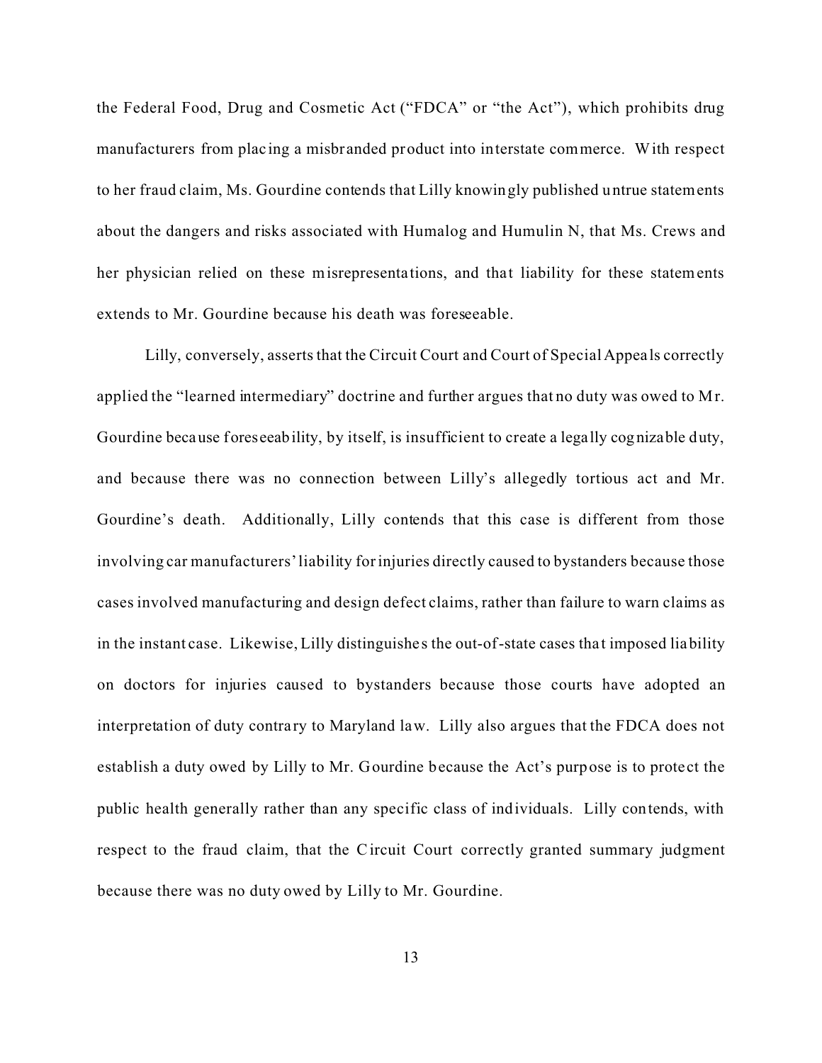the Federal Food, Drug and Cosmetic Act ("FDCA" or "the Act"), which prohibits drug manufacturers from placing a misbranded product into interstate commerce. With respect to her fraud claim, Ms. Gourdine contends that Lilly knowingly published untrue statements about the dangers and risks associated with Humalog and Humulin N, that Ms. Crews and her physician relied on these misrepresentations, and that liability for these statements extends to Mr. Gourdine because his death was foreseeable.

Lilly, conversely, asserts that the Circuit Court and Court of Special Appeals correctly applied the "learned intermediary" doctrine and further argues that no duty was owed to Mr. Gourdine because foreseeability, by itself, is insufficient to create a legally cognizable duty, and because there was no connection between Lilly's allegedly tortious act and Mr. Gourdine's death. Additionally, Lilly contends that this case is different from those involving car manufacturers' liability for injuries directly caused to bystanders because those cases involved manufacturing and design defect claims, rather than failure to warn claims as in the instant case. Likewise, Lilly distinguishes the out-of-state cases that imposed liability on doctors for injuries caused to bystanders because those courts have adopted an interpretation of duty contrary to Maryland law. Lilly also argues that the FDCA does not establish a duty owed by Lilly to Mr. Gourdine because the Act's purpose is to protect the public health generally rather than any specific class of individuals. Lilly contends, with respect to the fraud claim, that the Circuit Court correctly granted summary judgment because there was no duty owed by Lilly to Mr. Gourdine.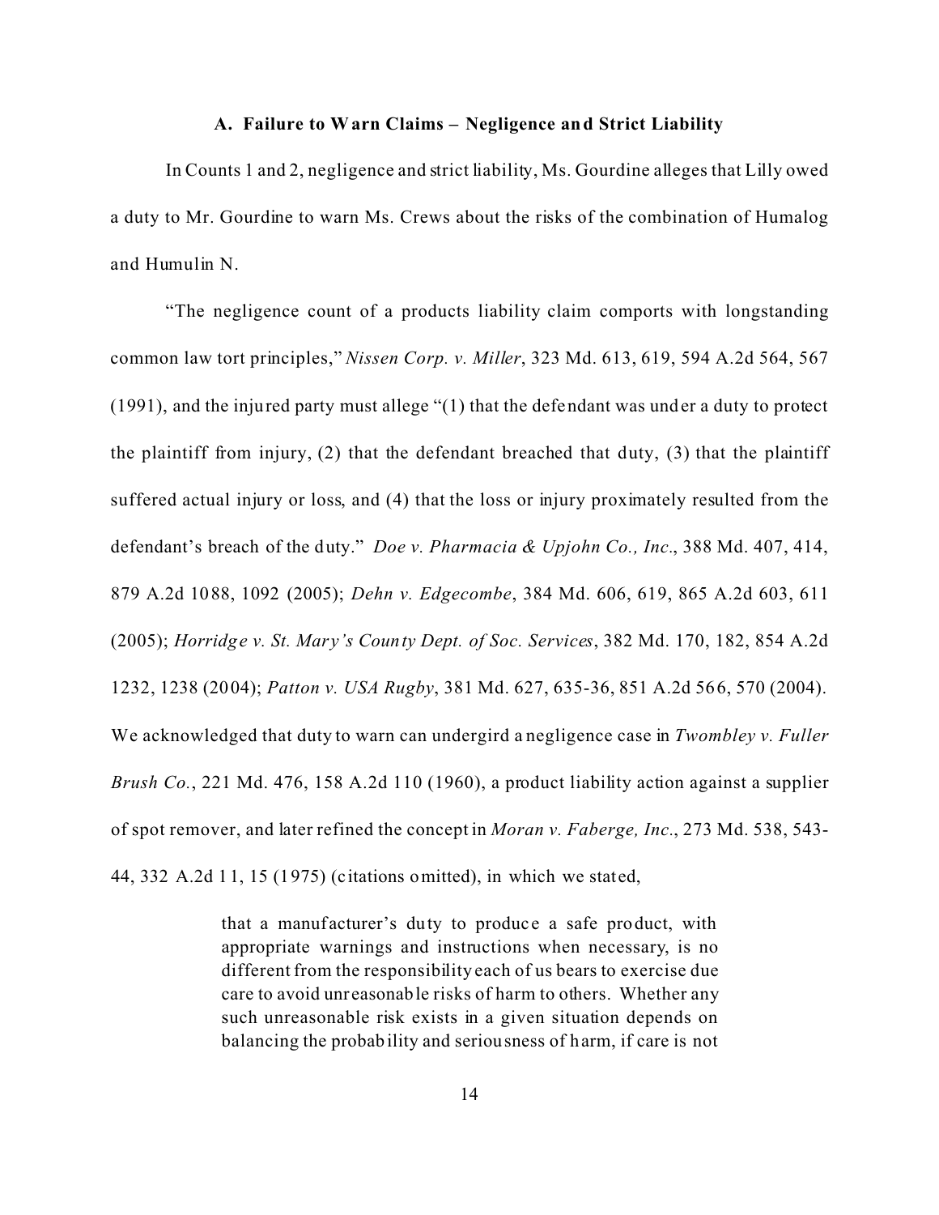### A. Failure to Warn Claims – Negligence and Strict Liability

In Counts 1 and 2, negligence and strict liability, Ms. Gourdine alleges that Lilly owed a duty to Mr. Gourdine to warn Ms. Crews about the risks of the combination of Humalog and Humulin N.

"The negligence count of a products liability claim comports with longstanding common law tort principles," *Nissen Corp. v. Miller*, 323 Md. 613, 619, 594 A.2d 564, 567 (1991), and the injured party must allege "(1) that the defendant was under a duty to protect the plaintiff from injury, (2) that the defendant breached that duty, (3) that the plaintiff suffered actual injury or loss, and (4) that the loss or injury proximately resulted from the defendant's breach of the duty." *Doe v. Pharmacia & Upjohn Co., Inc.*, 388 Md. 407, 414, 879 A.2d 1088, 1092 (2005); *Dehn v. Edgecombe*, 384 Md. 606, 619, 865 A.2d 603, 611 (2005); *Horridge v. St. Mary's County Dept. of Soc. Services*, 382 Md. 170, 182, 854 A.2d 1232, 1238 (2004); *Patton v. USA Rugby*, 381 Md. 627, 635-36, 851 A.2d 566, 570 (2004). We acknowledged that duty to warn can undergird a negligence case in *Twombley v. Fuller Brush Co.*, 221 Md. 476, 158 A.2d 110 (1960), a product liability action against a supplier of spot remover, and later refined the concept in *Moran v. Faberge, Inc.*, 273 Md. 538, 543-44, 332 A.2d 11, 15 (1975) (citations omitted), in which we stated,

> that a manufacturer's duty to produce a safe product, with appropriate warnings and instructions when necessary, is no different from the responsibility each of us bears to exercise due care to avoid unreasonable risks of harm to others. Whether any such unreasonable risk exists in a given situation depends on balancing the probability and seriousness of harm, if care is not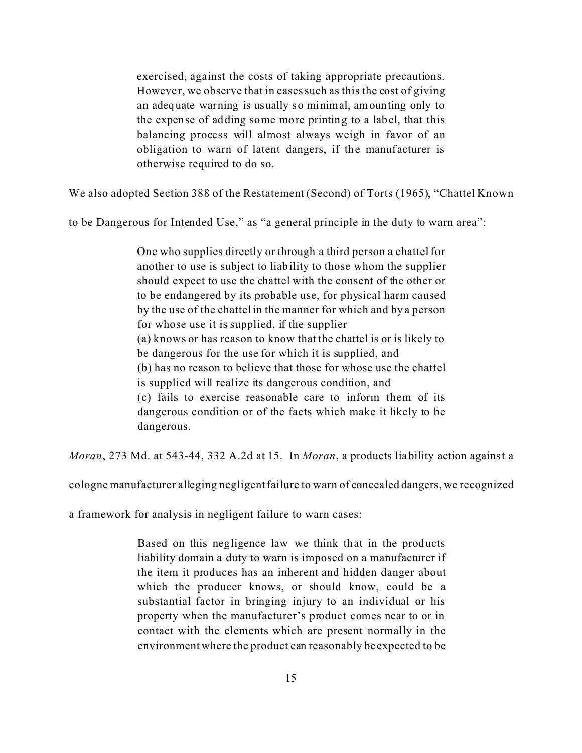> exercised, against the costs of taking appropriate precautions. However, we observe that in cases such as this the cost of giving an adequate warning is usually so minimal, amounting only to the expense of adding some more printing to a label, that this balancing process will almost always weigh in favor of an obligation to warn of latent dangers, if the manufacturer is otherwise required to do so.

We also adopted Section 388 of the Restatement (Second) of Torts (1965), "Chattel Known to be Dangerous for Intended Use," as "a general principle in the duty to warn area":

> One who supplies directly or through a third person a chattel for another to use is subject to liability to those whom the supplier should expect to use the chattel with the consent of the other or to be endangered by its probable use, for physical harm caused by the use of the chattel in the manner for which and by a person for whose use it is supplied, if the supplier
> (a) knows or has reason to know that the chattel is or is likely to be dangerous for the use for which it is supplied, and
> (b) has no reason to believe that those for whose use the chattel is supplied will realize its dangerous condition, and
> (c) fails to exercise reasonable care to inform them of its dangerous condition or of the facts which make it likely to be dangerous.

*Moran*, 273 Md. at 543-44, 332 A.2d at 15. In *Moran*, a products liability action against a cologne manufacturer alleging negligent failure to warn of concealed dangers, we recognized a framework for analysis in negligent failure to warn cases:

> Based on this negligence law we think that in the products liability domain a duty to warn is imposed on a manufacturer if the item it produces has an inherent and hidden danger about which the producer knows, or should know, could be a substantial factor in bringing injury to an individual or his property when the manufacturer's product comes near to or in contact with the elements which are present normally in the environment where the product can reasonably be expected to be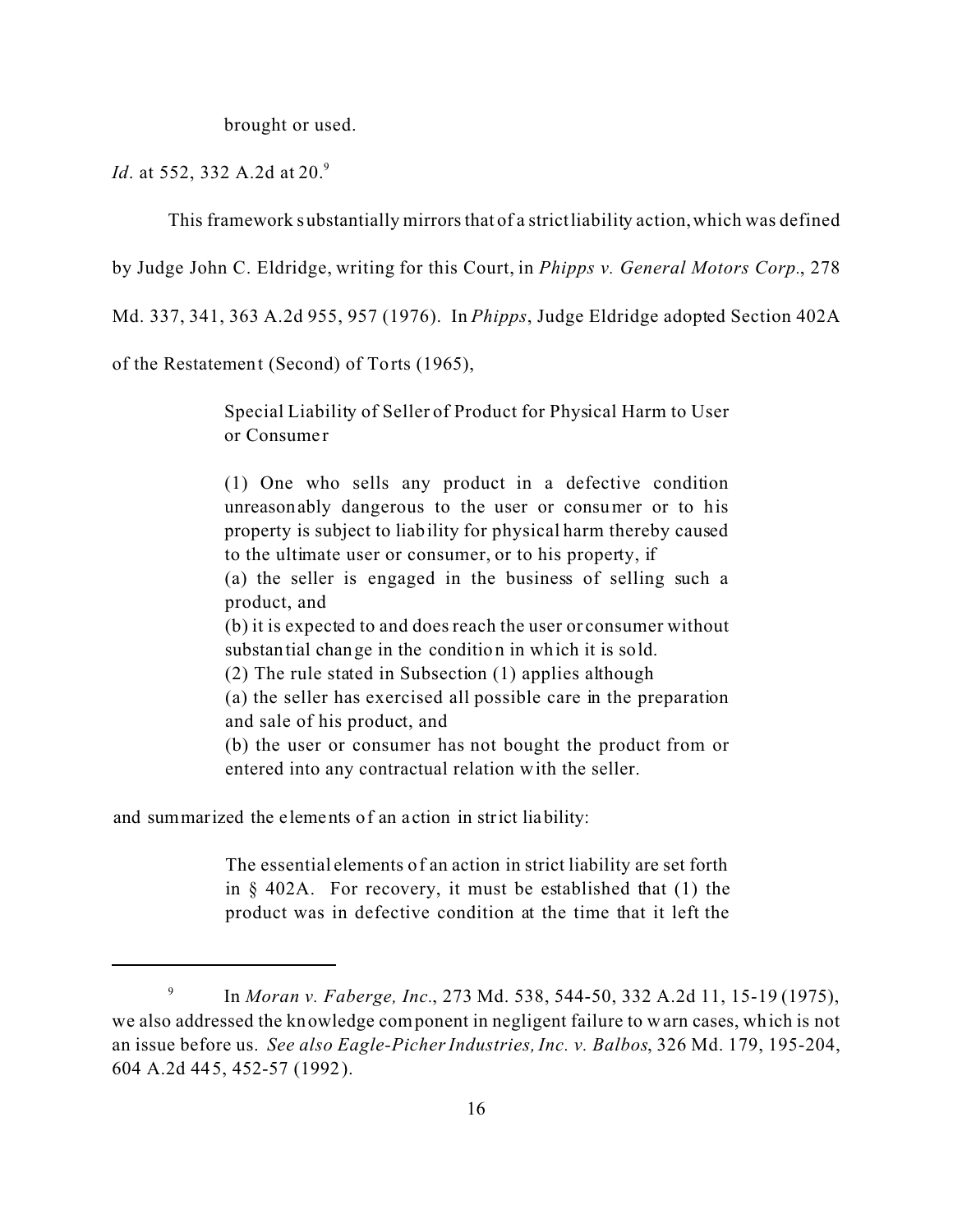brought or used.

*Id*. at 552, 332 A.2d at 20.[9]

This framework substantially mirrors that of a strict liability action, which was defined by Judge John C. Eldridge, writing for this Court, in *Phipps v. General Motors Corp*., 278 Md. 337, 341, 363 A.2d 955, 957 (1976). In *Phipps*, Judge Eldridge adopted Section 402A of the Restatement (Second) of Torts (1965),

> Special Liability of Seller of Product for Physical Harm to User or Consumer
>
> (1) One who sells any product in a defective condition unreasonably dangerous to the user or consumer or to his property is subject to liability for physical harm thereby caused to the ultimate user or consumer, or to his property, if
> (a) the seller is engaged in the business of selling such a product, and
> (b) it is expected to and does reach the user or consumer without substantial change in the condition in which it is sold.
> (2) The rule stated in Subsection (1) applies although
> (a) the seller has exercised all possible care in the preparation and sale of his product, and
> (b) the user or consumer has not bought the product from or entered into any contractual relation with the seller.

and summarized the elements of an action in strict liability:

> The essential elements of an action in strict liability are set forth in § 402A. For recovery, it must be established that (1) the product was in defective condition at the time that it left the

---

[9] In *Moran v. Faberge, Inc*., 273 Md. 538, 544-50, 332 A.2d 11, 15-19 (1975), we also addressed the knowledge component in negligent failure to warn cases, which is not an issue before us. *See also Eagle-Picher Industries, Inc. v. Balbos*, 326 Md. 179, 195-204, 604 A.2d 445, 452-57 (1992).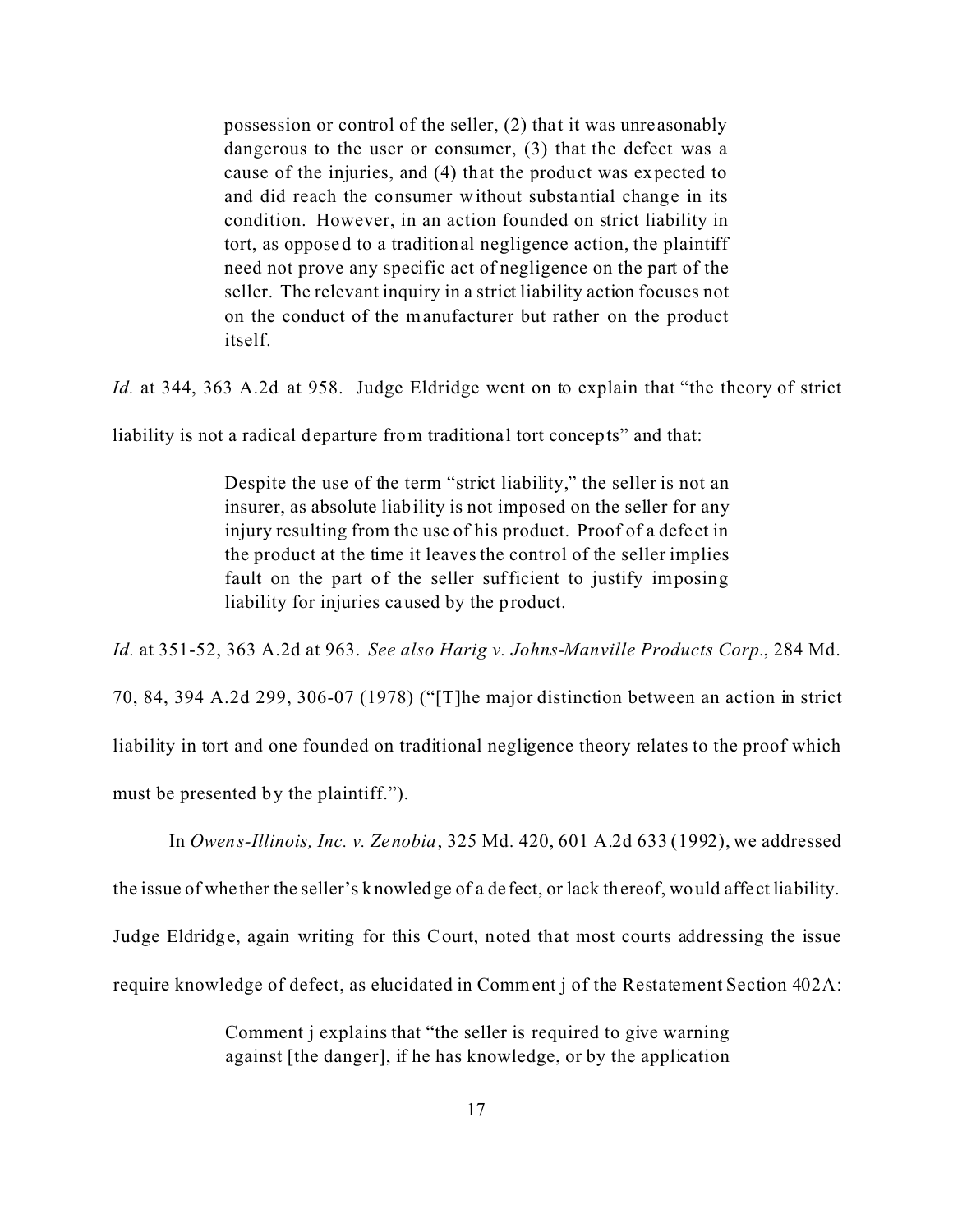> possession or control of the seller, (2) that it was unreasonably dangerous to the user or consumer, (3) that the defect was a cause of the injuries, and (4) that the product was expected to and did reach the consumer without substantial change in its condition. However, in an action founded on strict liability in tort, as opposed to a traditional negligence action, the plaintiff need not prove any specific act of negligence on the part of the seller. The relevant inquiry in a strict liability action focuses not on the conduct of the manufacturer but rather on the product itself.

*Id.* at 344, 363 A.2d at 958. Judge Eldridge went on to explain that "the theory of strict liability is not a radical departure from traditional tort concepts" and that:

> Despite the use of the term "strict liability," the seller is not an insurer, as absolute liability is not imposed on the seller for any injury resulting from the use of his product. Proof of a defect in the product at the time it leaves the control of the seller implies fault on the part of the seller sufficient to justify imposing liability for injuries caused by the product.

*Id.* at 351-52, 363 A.2d at 963. *See also Harig v. Johns-Manville Products Corp.*, 284 Md. 70, 84, 394 A.2d 299, 306-07 (1978) ("[T]he major distinction between an action in strict liability in tort and one founded on traditional negligence theory relates to the proof which must be presented by the plaintiff.").

In *Owens-Illinois, Inc. v. Zenobia*, 325 Md. 420, 601 A.2d 633 (1992), we addressed the issue of whether the seller's knowledge of a defect, or lack thereof, would affect liability. Judge Eldridge, again writing for this Court, noted that most courts addressing the issue require knowledge of defect, as elucidated in Comment j of the Restatement Section 402A:

> Comment j explains that "the seller is required to give warning against [the danger], if he has knowledge, or by the application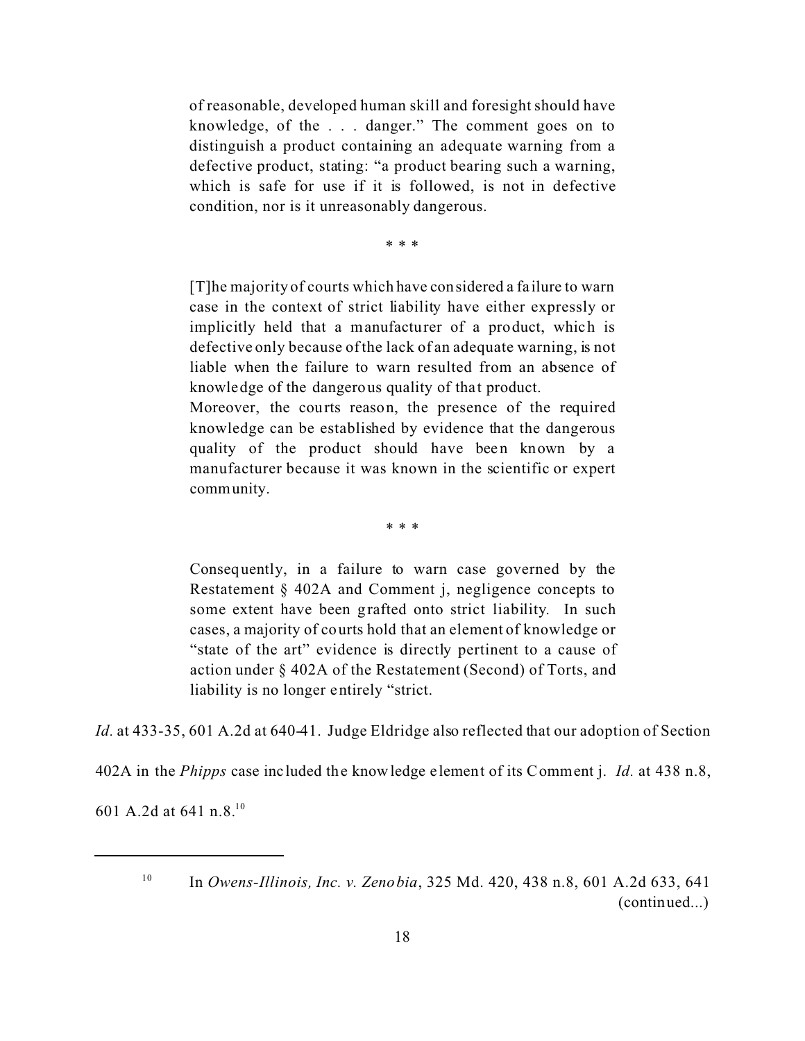> of reasonable, developed human skill and foresight should have knowledge, of the . . . danger." The comment goes on to distinguish a product containing an adequate warning from a defective product, stating: "a product bearing such a warning, which is safe for use if it is followed, is not in defective condition, nor is it unreasonably dangerous.
>
> \* \* \*
>
> [T]he majority of courts which have considered a failure to warn case in the context of strict liability have either expressly or implicitly held that a manufacturer of a product, which is defective only because of the lack of an adequate warning, is not liable when the failure to warn resulted from an absence of knowledge of the dangerous quality of that product.
>
> Moreover, the courts reason, the presence of the required knowledge can be established by evidence that the dangerous quality of the product should have been known by a manufacturer because it was known in the scientific or expert community.
>
> \* \* \*
>
> Consequently, in a failure to warn case governed by the Restatement § 402A and Comment j, negligence concepts to some extent have been grafted onto strict liability. In such cases, a majority of courts hold that an element of knowledge or "state of the art" evidence is directly pertinent to a cause of action under § 402A of the Restatement (Second) of Torts, and liability is no longer entirely "strict.

*Id.* at 433-35, 601 A.2d at 640-41. Judge Eldridge also reflected that our adoption of Section 402A in the *Phipps* case included the knowledge element of its Comment j. *Id.* at 438 n.8, 601 A.2d at 641 n.8.[10]

---

[10] In *Owens-Illinois, Inc. v. Zenobia*, 325 Md. 420, 438 n.8, 601 A.2d 633, 641 (continued...)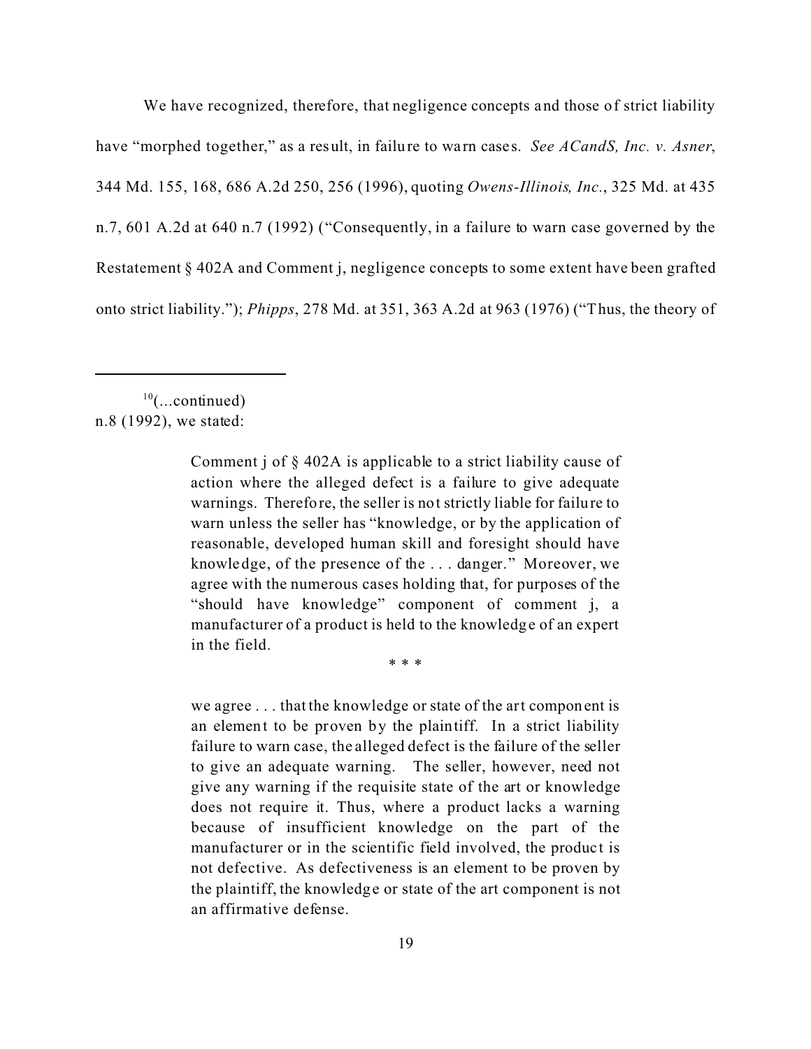We have recognized, therefore, that negligence concepts and those of strict liability have "morphed together," as a result, in failure to warn cases. *See ACandS, Inc. v. Asner*, 344 Md. 155, 168, 686 A.2d 250, 256 (1996), quoting *Owens-Illinois, Inc.*, 325 Md. at 435 n.7, 601 A.2d at 640 n.7 (1992) ("Consequently, in a failure to warn case governed by the Restatement § 402A and Comment j, negligence concepts to some extent have been grafted onto strict liability."); *Phipps*, 278 Md. at 351, 363 A.2d at 963 (1976) ("Thus, the theory of

---

[10](...continued)
n.8 (1992), we stated:

> Comment j of § 402A is applicable to a strict liability cause of action where the alleged defect is a failure to give adequate warnings. Therefore, the seller is not strictly liable for failure to warn unless the seller has "knowledge, or by the application of reasonable, developed human skill and foresight should have knowledge, of the presence of the . . . danger." Moreover, we agree with the numerous cases holding that, for purposes of the "should have knowledge" component of comment j, a manufacturer of a product is held to the knowledge of an expert in the field.
>
> \* \* \*
>
> we agree . . . that the knowledge or state of the art component is an element to be proven by the plaintiff. In a strict liability failure to warn case, the alleged defect is the failure of the seller to give an adequate warning. The seller, however, need not give any warning if the requisite state of the art or knowledge does not require it. Thus, where a product lacks a warning because of insufficient knowledge on the part of the manufacturer or in the scientific field involved, the product is not defective. As defectiveness is an element to be proven by the plaintiff, the knowledge or state of the art component is not an affirmative defense.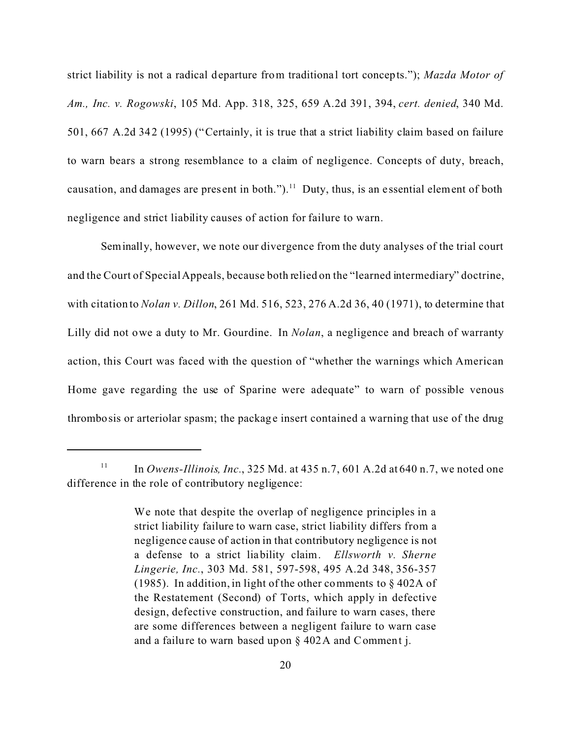strict liability is not a radical departure from traditional tort concepts."); *Mazda Motor of Am., Inc. v. Rogowski*, 105 Md. App. 318, 325, 659 A.2d 391, 394, *cert. denied*, 340 Md. 501, 667 A.2d 342 (1995) ("Certainly, it is true that a strict liability claim based on failure to warn bears a strong resemblance to a claim of negligence. Concepts of duty, breach, causation, and damages are present in both.").[11] Duty, thus, is an essential element of both negligence and strict liability causes of action for failure to warn.

Seminally, however, we note our divergence from the duty analyses of the trial court and the Court of Special Appeals, because both relied on the "learned intermediary" doctrine, with citation to *Nolan v. Dillon*, 261 Md. 516, 523, 276 A.2d 36, 40 (1971), to determine that Lilly did not owe a duty to Mr. Gourdine. In *Nolan*, a negligence and breach of warranty action, this Court was faced with the question of "whether the warnings which American Home gave regarding the use of Sparine were adequate" to warn of possible venous thrombosis or arteriolar spasm; the package insert contained a warning that use of the drug

---

[11] In *Owens-Illinois, Inc.*, 325 Md. at 435 n.7, 601 A.2d at 640 n.7, we noted one difference in the role of contributory negligence:

> We note that despite the overlap of negligence principles in a strict liability failure to warn case, strict liability differs from a negligence cause of action in that contributory negligence is not a defense to a strict liability claim. *Ellsworth v. Sherne Lingerie, Inc.*, 303 Md. 581, 597-598, 495 A.2d 348, 356-357 (1985). In addition, in light of the other comments to § 402A of the Restatement (Second) of Torts, which apply in defective design, defective construction, and failure to warn cases, there are some differences between a negligent failure to warn case and a failure to warn based upon § 402A and Comment j.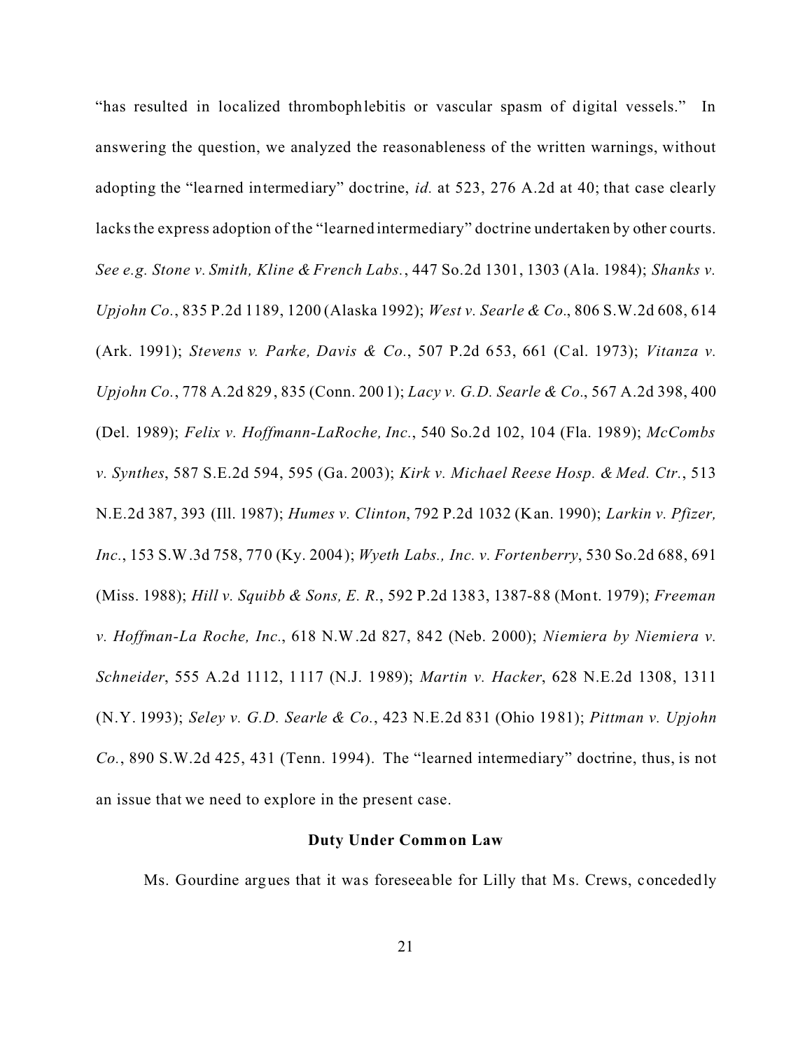"has resulted in localized thrombophlebitis or vascular spasm of digital vessels." In answering the question, we analyzed the reasonableness of the written warnings, without adopting the "learned intermediary" doctrine, *id.* at 523, 276 A.2d at 40; that case clearly lacks the express adoption of the "learned intermediary" doctrine undertaken by other courts. *See e.g. Stone v. Smith, Kline & French Labs.*, 447 So.2d 1301, 1303 (Ala. 1984); *Shanks v. Upjohn Co.*, 835 P.2d 1189, 1200 (Alaska 1992); *West v. Searle & Co.*, 806 S.W.2d 608, 614 (Ark. 1991); *Stevens v. Parke, Davis & Co.*, 507 P.2d 653, 661 (Cal. 1973); *Vitanza v. Upjohn Co.*, 778 A.2d 829, 835 (Conn. 2001); *Lacy v. G.D. Searle & Co.*, 567 A.2d 398, 400 (Del. 1989); *Felix v. Hoffmann-LaRoche, Inc.*, 540 So.2d 102, 104 (Fla. 1989); *McCombs v. Synthes*, 587 S.E.2d 594, 595 (Ga. 2003); *Kirk v. Michael Reese Hosp. & Med. Ctr.*, 513 N.E.2d 387, 393 (Ill. 1987); *Humes v. Clinton*, 792 P.2d 1032 (Kan. 1990); *Larkin v. Pfizer, Inc.*, 153 S.W.3d 758, 770 (Ky. 2004); *Wyeth Labs., Inc. v. Fortenberry*, 530 So.2d 688, 691 (Miss. 1988); *Hill v. Squibb & Sons, E. R.*, 592 P.2d 1383, 1387-88 (Mont. 1979); *Freeman v. Hoffman-La Roche, Inc.*, 618 N.W.2d 827, 842 (Neb. 2000); *Niemiera by Niemiera v. Schneider*, 555 A.2d 1112, 1117 (N.J. 1989); *Martin v. Hacker*, 628 N.E.2d 1308, 1311 (N.Y. 1993); *Seley v. G.D. Searle & Co.*, 423 N.E.2d 831 (Ohio 1981); *Pittman v. Upjohn Co.*, 890 S.W.2d 425, 431 (Tenn. 1994). The "learned intermediary" doctrine, thus, is not an issue that we need to explore in the present case.

**Duty Under Common Law**

Ms. Gourdine argues that it was foreseeable for Lilly that Ms. Crews, concededly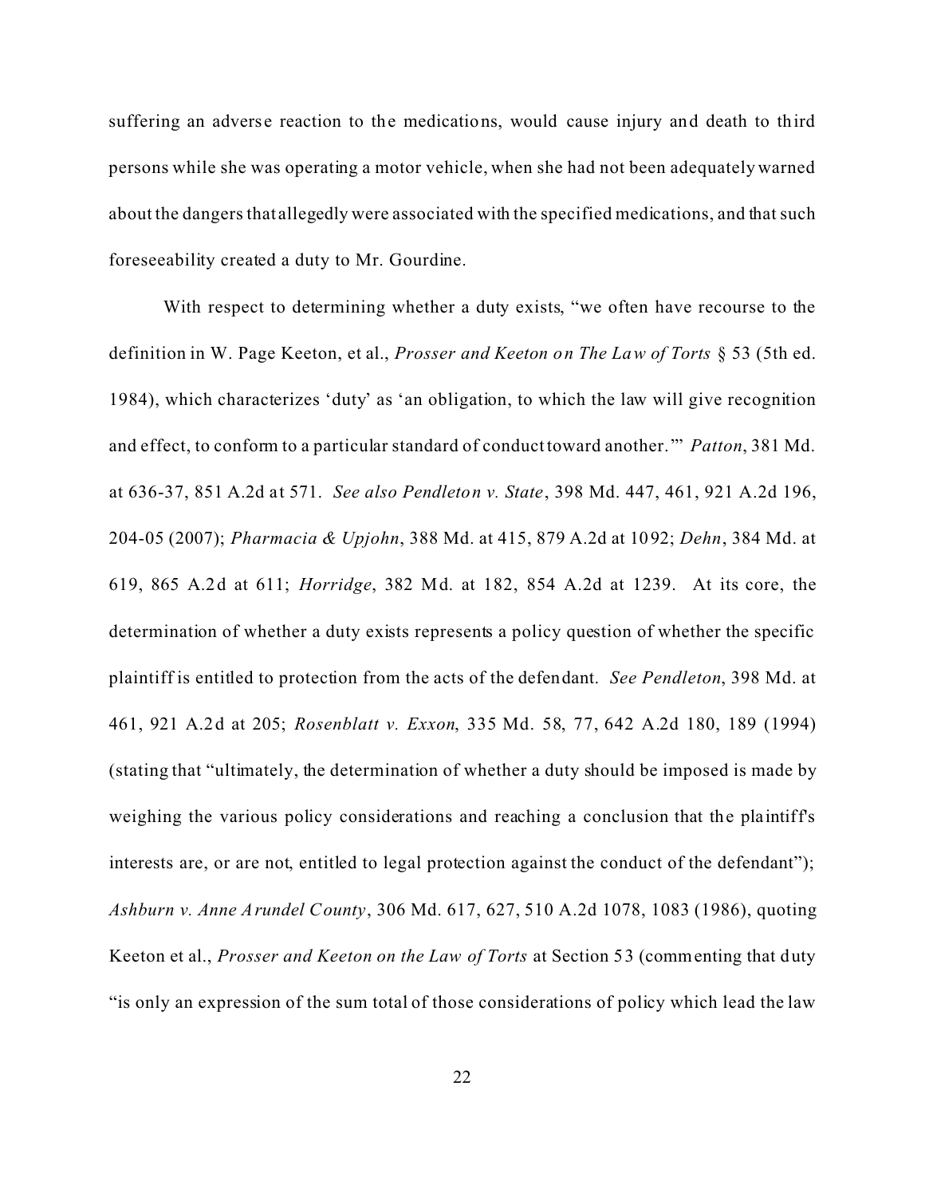suffering an adverse reaction to the medications, would cause injury and death to third persons while she was operating a motor vehicle, when she had not been adequately warned about the dangers that allegedly were associated with the specified medications, and that such foreseeability created a duty to Mr. Gourdine.

With respect to determining whether a duty exists, "we often have recourse to the definition in W. Page Keeton, et al., *Prosser and Keeton on The Law of Torts* § 53 (5th ed. 1984), which characterizes 'duty' as 'an obligation, to which the law will give recognition and effect, to conform to a particular standard of conduct toward another.'" *Patton*, 381 Md. at 636-37, 851 A.2d at 571. *See also Pendleton v. State*, 398 Md. 447, 461, 921 A.2d 196, 204-05 (2007); *Pharmacia & Upjohn*, 388 Md. at 415, 879 A.2d at 1092; *Dehn*, 384 Md. at 619, 865 A.2d at 611; *Horridge*, 382 Md. at 182, 854 A.2d at 1239. At its core, the determination of whether a duty exists represents a policy question of whether the specific plaintiff is entitled to protection from the acts of the defendant. *See Pendleton*, 398 Md. at 461, 921 A.2d at 205; *Rosenblatt v. Exxon*, 335 Md. 58, 77, 642 A.2d 180, 189 (1994) (stating that "ultimately, the determination of whether a duty should be imposed is made by weighing the various policy considerations and reaching a conclusion that the plaintiff's interests are, or are not, entitled to legal protection against the conduct of the defendant"); *Ashburn v. Anne Arundel County*, 306 Md. 617, 627, 510 A.2d 1078, 1083 (1986), quoting Keeton et al., *Prosser and Keeton on the Law of Torts* at Section 53 (commenting that duty "is only an expression of the sum total of those considerations of policy which lead the law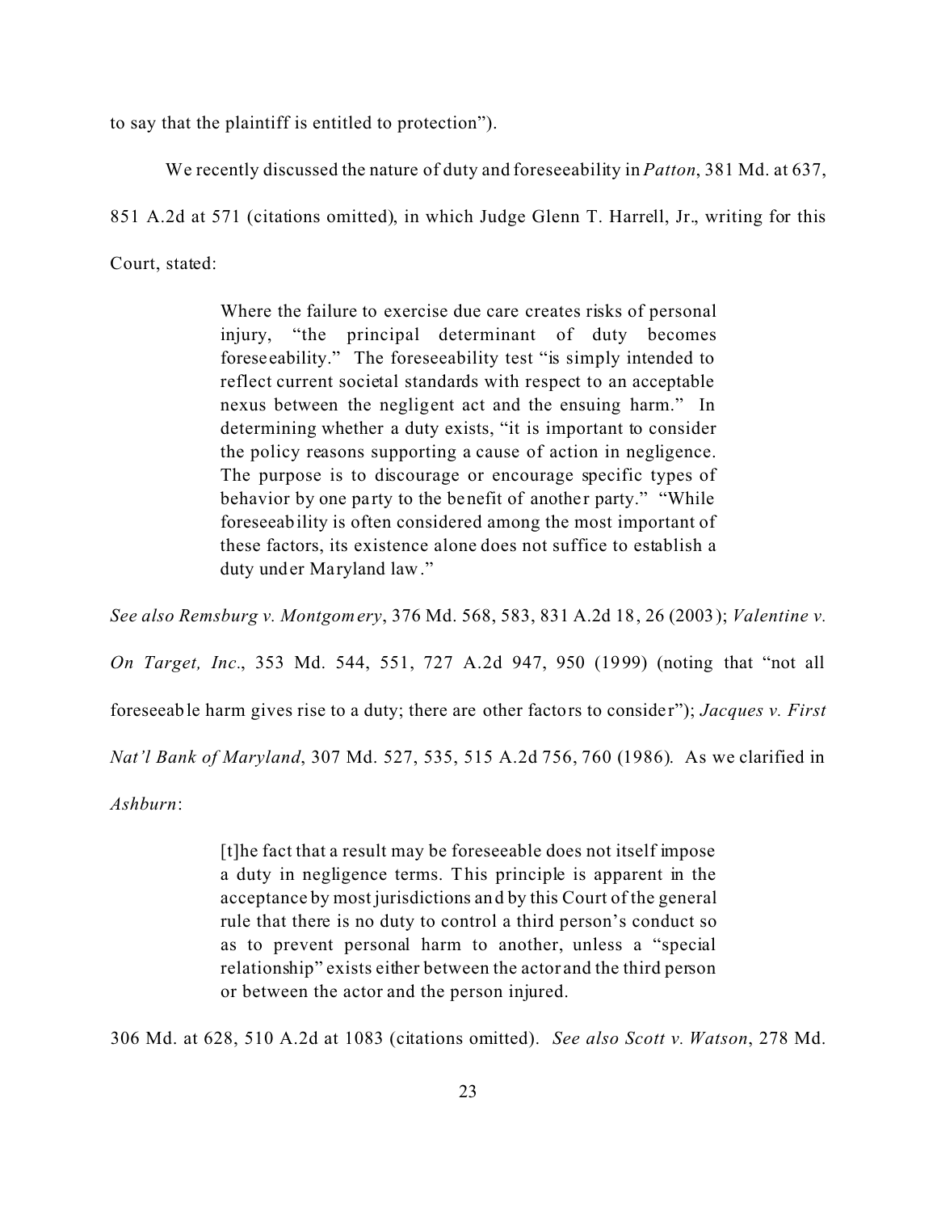to say that the plaintiff is entitled to protection").

We recently discussed the nature of duty and foreseeability in *Patton*, 381 Md. at 637, 851 A.2d at 571 (citations omitted), in which Judge Glenn T. Harrell, Jr., writing for this Court, stated:

> Where the failure to exercise due care creates risks of personal injury, "the principal determinant of duty becomes foreseeability." The foreseeability test "is simply intended to reflect current societal standards with respect to an acceptable nexus between the negligent act and the ensuing harm." In determining whether a duty exists, "it is important to consider the policy reasons supporting a cause of action in negligence. The purpose is to discourage or encourage specific types of behavior by one party to the benefit of another party." "While foreseeability is often considered among the most important of these factors, its existence alone does not suffice to establish a duty under Maryland law."

*See also Remsburg v. Montgomery*, 376 Md. 568, 583, 831 A.2d 18, 26 (2003); *Valentine v. On Target, Inc.*, 353 Md. 544, 551, 727 A.2d 947, 950 (1999) (noting that "not all foreseeable harm gives rise to a duty; there are other factors to consider"); *Jacques v. First Nat'l Bank of Maryland*, 307 Md. 527, 535, 515 A.2d 756, 760 (1986). As we clarified in *Ashburn*:

> [t]he fact that a result may be foreseeable does not itself impose a duty in negligence terms. This principle is apparent in the acceptance by most jurisdictions and by this Court of the general rule that there is no duty to control a third person's conduct so as to prevent personal harm to another, unless a "special relationship" exists either between the actor and the third person or between the actor and the person injured.

306 Md. at 628, 510 A.2d at 1083 (citations omitted). *See also Scott v. Watson*, 278 Md.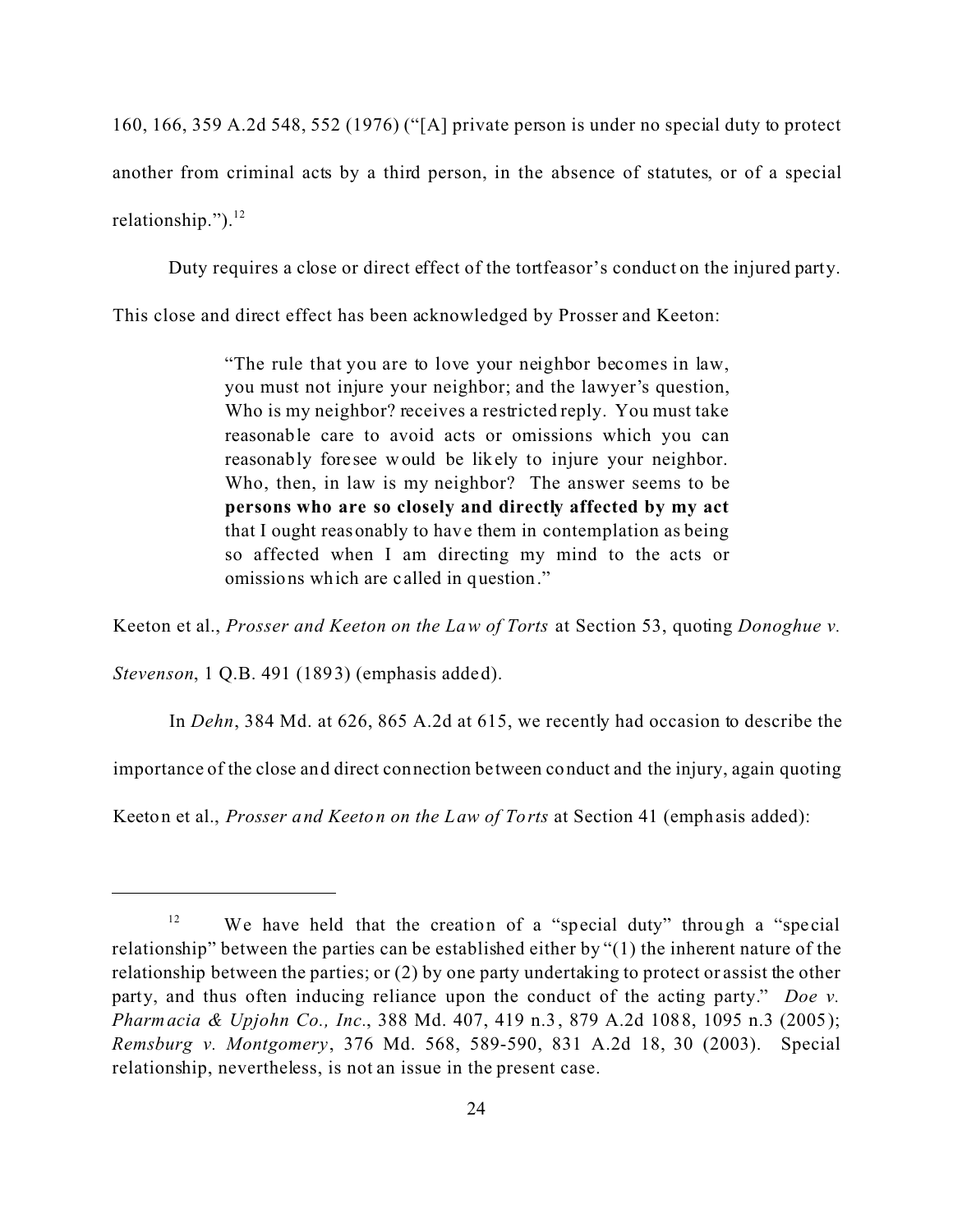160, 166, 359 A.2d 548, 552 (1976) ("[A] private person is under no special duty to protect another from criminal acts by a third person, in the absence of statutes, or of a special relationship.").[12]

Duty requires a close or direct effect of the tortfeasor's conduct on the injured party. This close and direct effect has been acknowledged by Prosser and Keeton:

> "The rule that you are to love your neighbor becomes in law, you must not injure your neighbor; and the lawyer's question, Who is my neighbor? receives a restricted reply. You must take reasonable care to avoid acts or omissions which you can reasonably foresee would be likely to injure your neighbor. Who, then, in law is my neighbor? The answer seems to be **persons who are so closely and directly affected by my act** that I ought reasonably to have them in contemplation as being so affected when I am directing my mind to the acts or omissions which are called in question."

Keeton et al., *Prosser and Keeton on the Law of Torts* at Section 53, quoting *Donoghue v. Stevenson*, 1 Q.B. 491 (1893) (emphasis added).

In *Dehn*, 384 Md. at 626, 865 A.2d at 615, we recently had occasion to describe the importance of the close and direct connection between conduct and the injury, again quoting Keeton et al., *Prosser and Keeton on the Law of Torts* at Section 41 (emphasis added):

---

[12] We have held that the creation of a "special duty" through a "special relationship" between the parties can be established either by "(1) the inherent nature of the relationship between the parties; or (2) by one party undertaking to protect or assist the other party, and thus often inducing reliance upon the conduct of the acting party." *Doe v. Pharmacia & Upjohn Co., Inc.*, 388 Md. 407, 419 n.3, 879 A.2d 1088, 1095 n.3 (2005); *Remsburg v. Montgomery*, 376 Md. 568, 589-590, 831 A.2d 18, 30 (2003). Special relationship, nevertheless, is not an issue in the present case.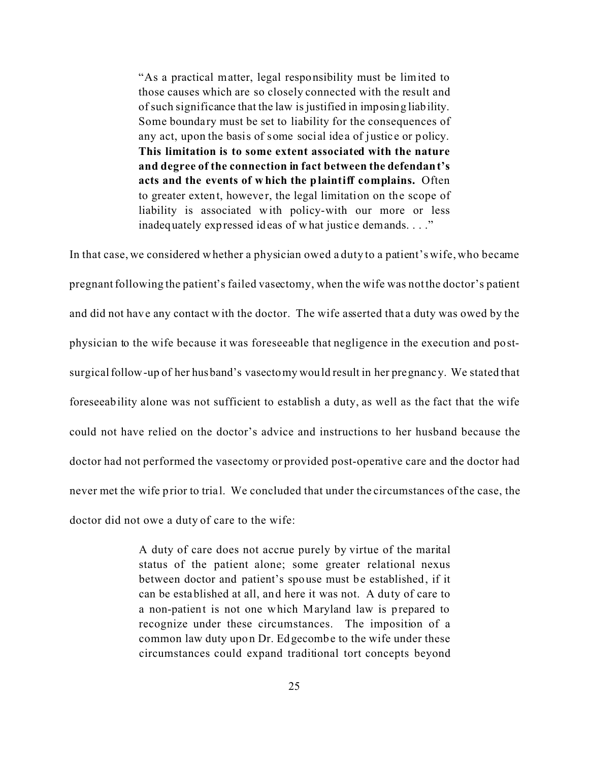> "As a practical matter, legal responsibility must be limited to those causes which are so closely connected with the result and of such significance that the law is justified in imposing liability. Some boundary must be set to liability for the consequences of any act, upon the basis of some social idea of justice or policy. **This limitation is to some extent associated with the nature and degree of the connection in fact between the defendant's acts and the events of which the plaintiff complains.** Often to greater extent, however, the legal limitation on the scope of liability is associated with policy-with our more or less inadequately expressed ideas of what justice demands. . . ."

In that case, we considered whether a physician owed a duty to a patient's wife, who became pregnant following the patient's failed vasectomy, when the wife was not the doctor's patient and did not have any contact with the doctor. The wife asserted that a duty was owed by the physician to the wife because it was foreseeable that negligence in the execution and post-surgical follow-up of her husband's vasectomy would result in her pregnancy. We stated that foreseeability alone was not sufficient to establish a duty, as well as the fact that the wife could not have relied on the doctor's advice and instructions to her husband because the doctor had not performed the vasectomy or provided post-operative care and the doctor had never met the wife prior to trial. We concluded that under the circumstances of the case, the doctor did not owe a duty of care to the wife:

> A duty of care does not accrue purely by virtue of the marital status of the patient alone; some greater relational nexus between doctor and patient's spouse must be established, if it can be established at all, and here it was not. A duty of care to a non-patient is not one which Maryland law is prepared to recognize under these circumstances. The imposition of a common law duty upon Dr. Edgecombe to the wife under these circumstances could expand traditional tort concepts beyond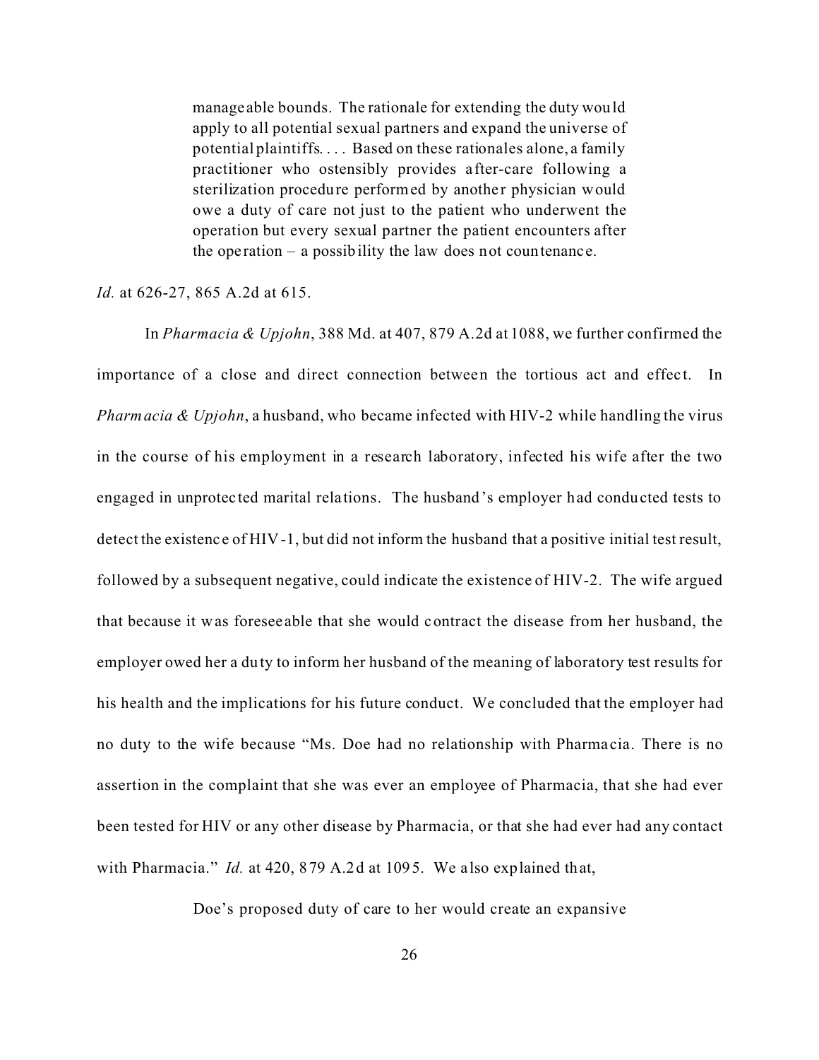> manageable bounds. The rationale for extending the duty would apply to all potential sexual partners and expand the universe of potential plaintiffs. . . . Based on these rationales alone, a family practitioner who ostensibly provides after-care following a sterilization procedure performed by another physician would owe a duty of care not just to the patient who underwent the operation but every sexual partner the patient encounters after the operation – a possibility the law does not countenance.

*Id.* at 626-27, 865 A.2d at 615.

In *Pharmacia & Upjohn*, 388 Md. at 407, 879 A.2d at 1088, we further confirmed the importance of a close and direct connection between the tortious act and effect. In *Pharmacia & Upjohn*, a husband, who became infected with HIV-2 while handling the virus in the course of his employment in a research laboratory, infected his wife after the two engaged in unprotected marital relations. The husband's employer had conducted tests to detect the existence of HIV-1, but did not inform the husband that a positive initial test result, followed by a subsequent negative, could indicate the existence of HIV-2. The wife argued that because it was foreseeable that she would contract the disease from her husband, the employer owed her a duty to inform her husband of the meaning of laboratory test results for his health and the implications for his future conduct. We concluded that the employer had no duty to the wife because "Ms. Doe had no relationship with Pharmacia. There is no assertion in the complaint that she was ever an employee of Pharmacia, that she had ever been tested for HIV or any other disease by Pharmacia, or that she had ever had any contact with Pharmacia." *Id.* at 420, 879 A.2d at 1095. We also explained that,

> Doe's proposed duty of care to her would create an expansive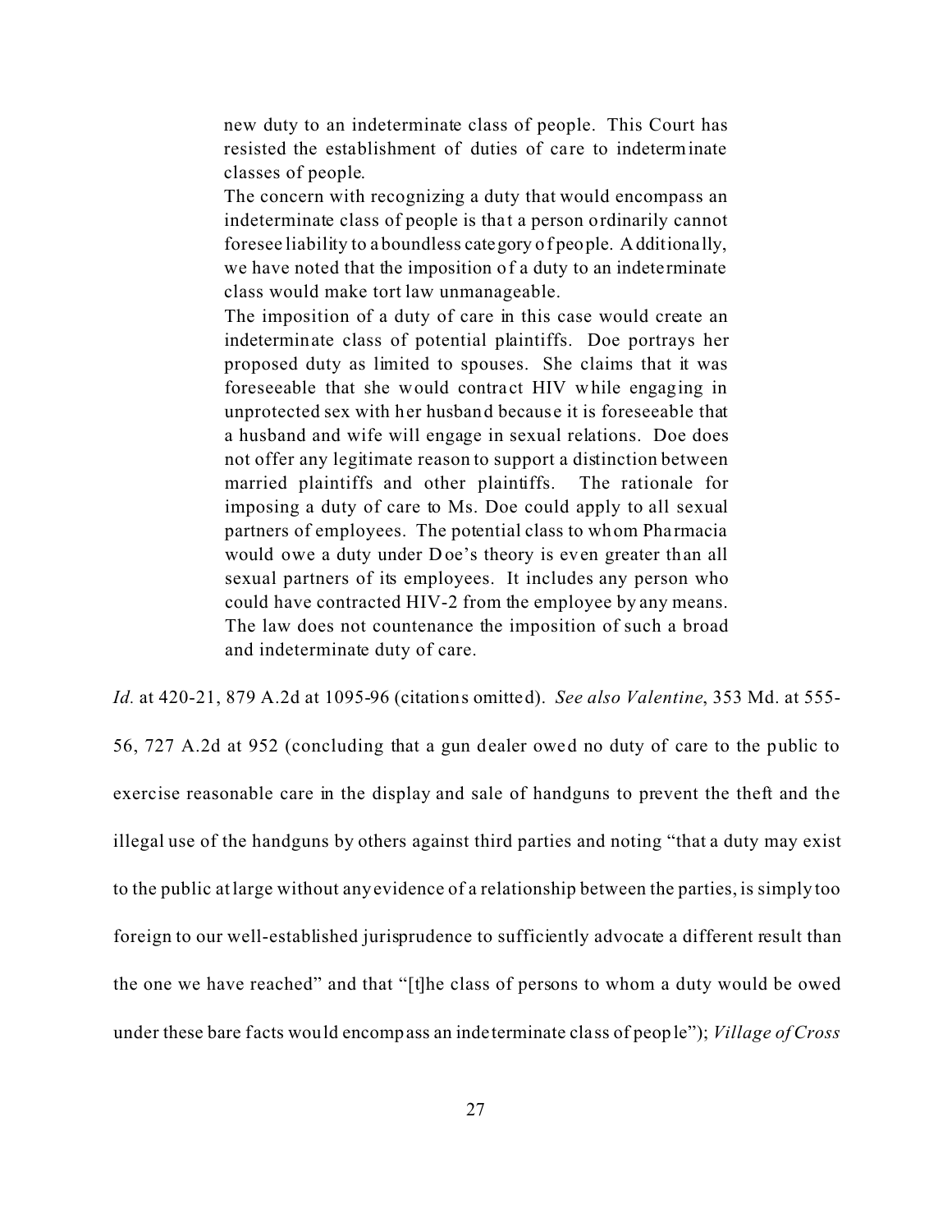> new duty to an indeterminate class of people. This Court has resisted the establishment of duties of care to indeterminate classes of people.
>
> The concern with recognizing a duty that would encompass an indeterminate class of people is that a person ordinarily cannot foresee liability to a boundless category of people. Additionally, we have noted that the imposition of a duty to an indeterminate class would make tort law unmanageable.
>
> The imposition of a duty of care in this case would create an indeterminate class of potential plaintiffs. Doe portrays her proposed duty as limited to spouses. She claims that it was foreseeable that she would contract HIV while engaging in unprotected sex with her husband because it is foreseeable that a husband and wife will engage in sexual relations. Doe does not offer any legitimate reason to support a distinction between married plaintiffs and other plaintiffs. The rationale for imposing a duty of care to Ms. Doe could apply to all sexual partners of employees. The potential class to whom Pharmacia would owe a duty under Doe's theory is even greater than all sexual partners of its employees. It includes any person who could have contracted HIV-2 from the employee by any means. The law does not countenance the imposition of such a broad and indeterminate duty of care.

*Id.* at 420-21, 879 A.2d at 1095-96 (citations omitted). *See also Valentine*, 353 Md. at 555-56, 727 A.2d at 952 (concluding that a gun dealer owed no duty of care to the public to exercise reasonable care in the display and sale of handguns to prevent the theft and the illegal use of the handguns by others against third parties and noting "that a duty may exist to the public at large without any evidence of a relationship between the parties, is simply too foreign to our well-established jurisprudence to sufficiently advocate a different result than the one we have reached" and that "[t]he class of persons to whom a duty would be owed under these bare facts would encompass an indeterminate class of people"); *Village of Cross*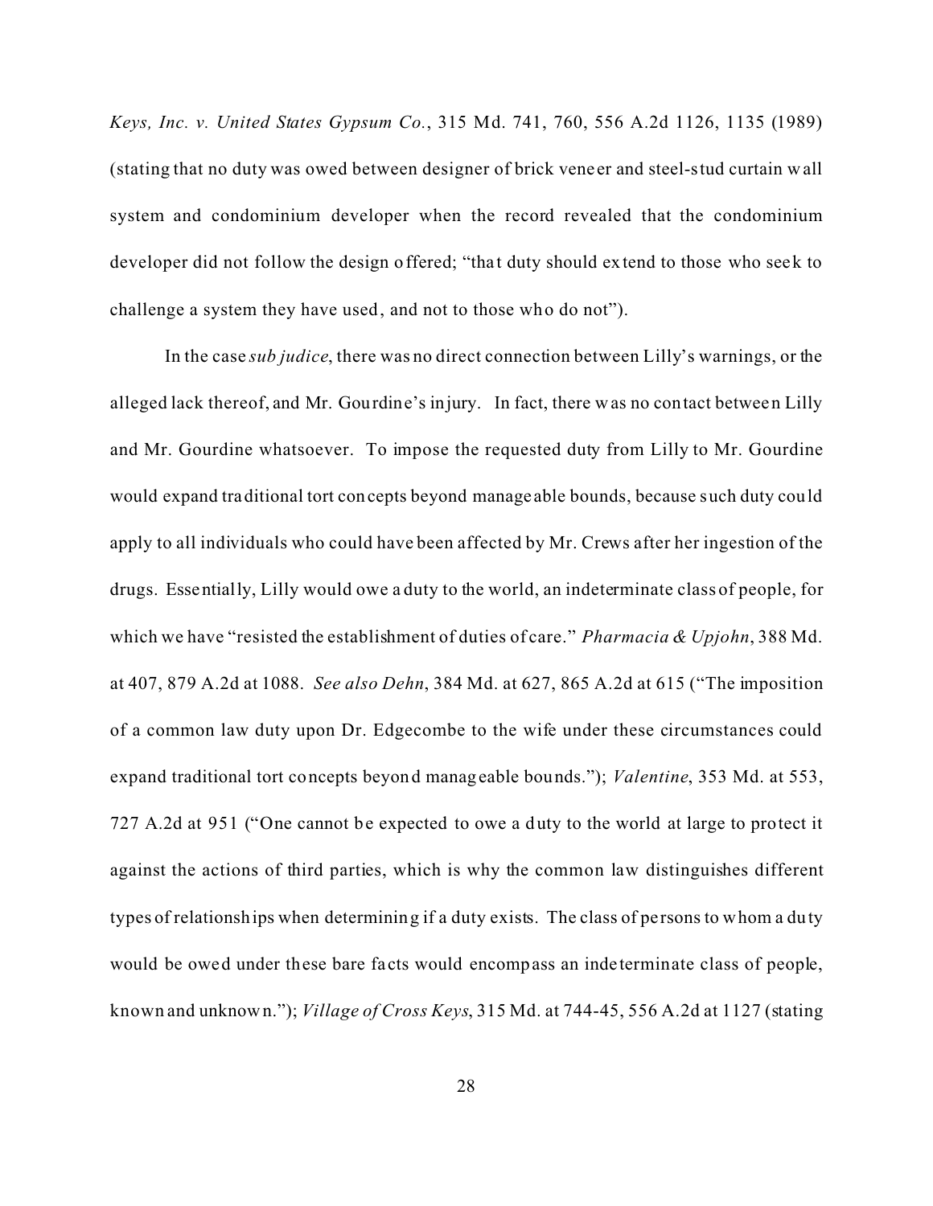*Keys, Inc. v. United States Gypsum Co.*, 315 Md. 741, 760, 556 A.2d 1126, 1135 (1989) (stating that no duty was owed between designer of brick veneer and steel-stud curtain wall system and condominium developer when the record revealed that the condominium developer did not follow the design offered; "that duty should extend to those who seek to challenge a system they have used, and not to those who do not").

In the case *sub judice*, there was no direct connection between Lilly's warnings, or the alleged lack thereof, and Mr. Gourdine's injury. In fact, there was no contact between Lilly and Mr. Gourdine whatsoever. To impose the requested duty from Lilly to Mr. Gourdine would expand traditional tort concepts beyond manageable bounds, because such duty could apply to all individuals who could have been affected by Mr. Crews after her ingestion of the drugs. Essentially, Lilly would owe a duty to the world, an indeterminate class of people, for which we have "resisted the establishment of duties of care." *Pharmacia & Upjohn*, 388 Md. at 407, 879 A.2d at 1088. *See also Dehn*, 384 Md. at 627, 865 A.2d at 615 ("The imposition of a common law duty upon Dr. Edgecombe to the wife under these circumstances could expand traditional tort concepts beyond manageable bounds."); *Valentine*, 353 Md. at 553, 727 A.2d at 951 ("One cannot be expected to owe a duty to the world at large to protect it against the actions of third parties, which is why the common law distinguishes different types of relationships when determining if a duty exists. The class of persons to whom a duty would be owed under these bare facts would encompass an indeterminate class of people, known and unknown."); *Village of Cross Keys*, 315 Md. at 744-45, 556 A.2d at 1127 (stating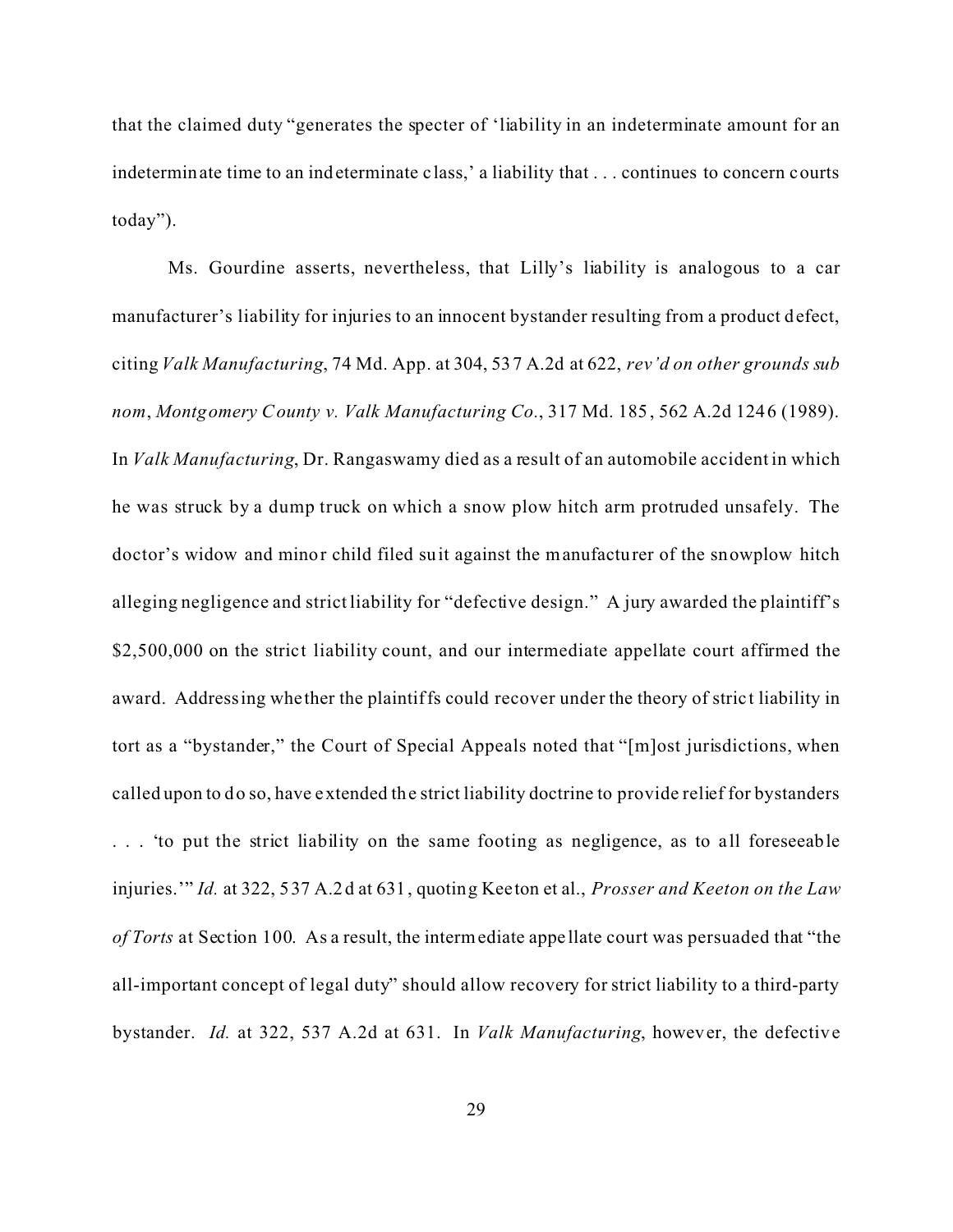that the claimed duty "generates the specter of 'liability in an indeterminate amount for an indeterminate time to an indeterminate class,' a liability that . . . continues to concern courts today").

Ms. Gourdine asserts, nevertheless, that Lilly's liability is analogous to a car manufacturer's liability for injuries to an innocent bystander resulting from a product defect, citing *Valk Manufacturing*, 74 Md. App. at 304, 537 A.2d at 622, *rev'd on other grounds sub nom*, *Montgomery County v. Valk Manufacturing Co.*, 317 Md. 185, 562 A.2d 1246 (1989). In *Valk Manufacturing*, Dr. Rangaswamy died as a result of an automobile accident in which he was struck by a dump truck on which a snow plow hitch arm protruded unsafely. The doctor's widow and minor child filed suit against the manufacturer of the snowplow hitch alleging negligence and strict liability for "defective design." A jury awarded the plaintiff's $2,500,000 on the strict liability count, and our intermediate appellate court affirmed the award. Addressing whether the plaintiffs could recover under the theory of strict liability in tort as a "bystander," the Court of Special Appeals noted that "[m]ost jurisdictions, when called upon to do so, have extended the strict liability doctrine to provide relief for bystanders . . . 'to put the strict liability on the same footing as negligence, as to all foreseeable injuries.'" *Id.* at 322, 537 A.2d at 631, quoting Keeton et al., *Prosser and Keeton on the Law of Torts* at Section 100. As a result, the intermediate appellate court was persuaded that "the all-important concept of legal duty" should allow recovery for strict liability to a third-party bystander. *Id.* at 322, 537 A.2d at 631. In *Valk Manufacturing*, however, the defective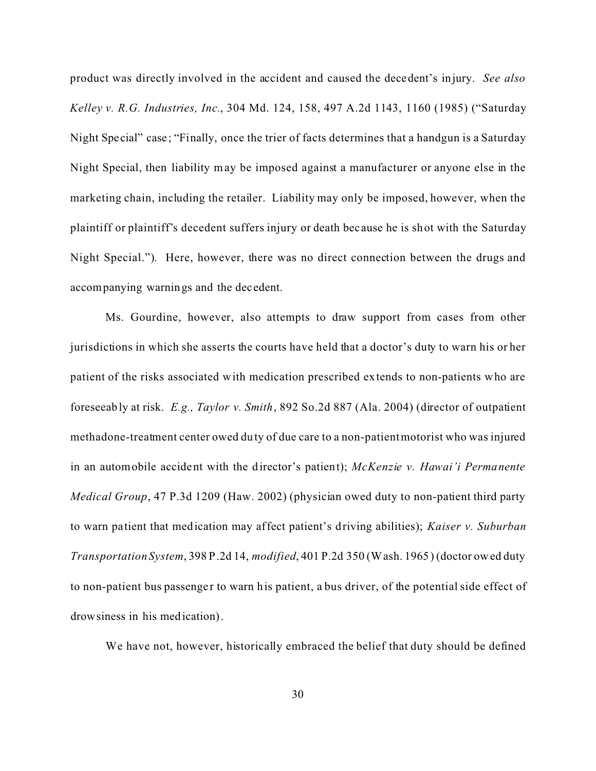product was directly involved in the accident and caused the decedent's injury. *See also Kelley v. R.G. Industries, Inc.*, 304 Md. 124, 158, 497 A.2d 1143, 1160 (1985) ("Saturday Night Special" case; "Finally, once the trier of facts determines that a handgun is a Saturday Night Special, then liability may be imposed against a manufacturer or anyone else in the marketing chain, including the retailer. Liability may only be imposed, however, when the plaintiff or plaintiff's decedent suffers injury or death because he is shot with the Saturday Night Special."). Here, however, there was no direct connection between the drugs and accompanying warnings and the decedent.

Ms. Gourdine, however, also attempts to draw support from cases from other jurisdictions in which she asserts the courts have held that a doctor's duty to warn his or her patient of the risks associated with medication prescribed extends to non-patients who are foreseeably at risk. *E.g., Taylor v. Smith*, 892 So.2d 887 (Ala. 2004) (director of outpatient methadone-treatment center owed duty of due care to a non-patient motorist who was injured in an automobile accident with the director's patient); *McKenzie v. Hawai'i Permanente Medical Group*, 47 P.3d 1209 (Haw. 2002) (physician owed duty to non-patient third party to warn patient that medication may affect patient's driving abilities); *Kaiser v. Suburban Transportation System*, 398 P.2d 14, *modified*, 401 P.2d 350 (Wash. 1965) (doctor owed duty to non-patient bus passenger to warn his patient, a bus driver, of the potential side effect of drowsiness in his medication).

We have not, however, historically embraced the belief that duty should be defined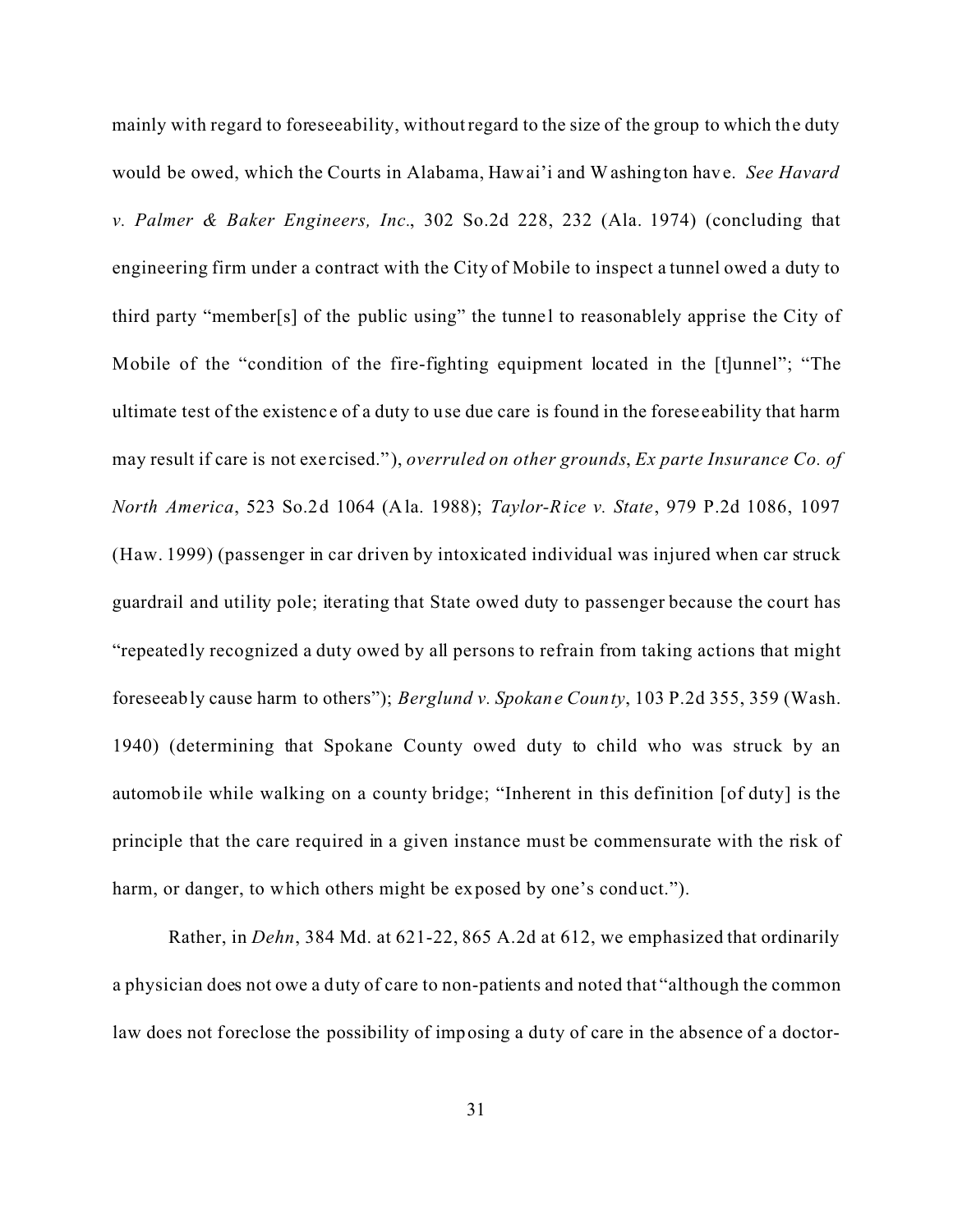mainly with regard to foreseeability, without regard to the size of the group to which the duty would be owed, which the Courts in Alabama, Hawai'i and Washington have. *See Havard v. Palmer & Baker Engineers, Inc*., 302 So.2d 228, 232 (Ala. 1974) (concluding that engineering firm under a contract with the City of Mobile to inspect a tunnel owed a duty to third party "member[s] of the public using" the tunnel to reasonablely apprise the City of Mobile of the "condition of the fire-fighting equipment located in the [t]unnel"; "The ultimate test of the existence of a duty to use due care is found in the foreseeability that harm may result if care is not exercised."), *overruled on other grounds*, *Ex parte Insurance Co. of North America*, 523 So.2d 1064 (Ala. 1988); *Taylor-Rice v. State*, 979 P.2d 1086, 1097 (Haw. 1999) (passenger in car driven by intoxicated individual was injured when car struck guardrail and utility pole; iterating that State owed duty to passenger because the court has "repeatedly recognized a duty owed by all persons to refrain from taking actions that might foreseeably cause harm to others"); *Berglund v. Spokane County*, 103 P.2d 355, 359 (Wash. 1940) (determining that Spokane County owed duty to child who was struck by an automobile while walking on a county bridge; "Inherent in this definition [of duty] is the principle that the care required in a given instance must be commensurate with the risk of harm, or danger, to which others might be exposed by one's conduct.").

Rather, in *Dehn*, 384 Md. at 621-22, 865 A.2d at 612, we emphasized that ordinarily a physician does not owe a duty of care to non-patients and noted that "although the common law does not foreclose the possibility of imposing a duty of care in the absence of a doctor-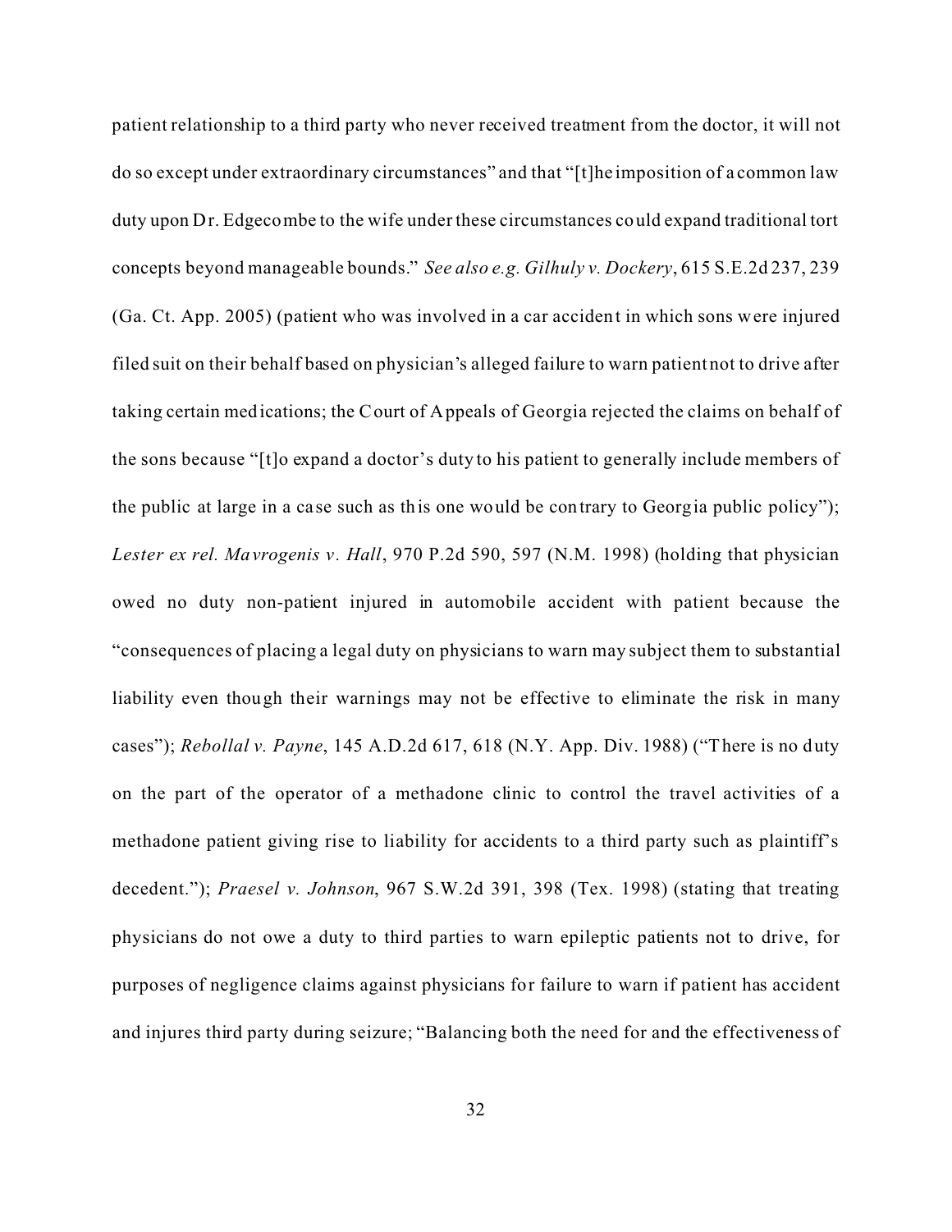patient relationship to a third party who never received treatment from the doctor, it will not do so except under extraordinary circumstances" and that "[t]he imposition of a common law duty upon Dr. Edgecombe to the wife under these circumstances could expand traditional tort concepts beyond manageable bounds." *See also e.g. Gilhuly v. Dockery*, 615 S.E.2d 237, 239 (Ga. Ct. App. 2005) (patient who was involved in a car accident in which sons were injured filed suit on their behalf based on physician's alleged failure to warn patient not to drive after taking certain medications; the Court of Appeals of Georgia rejected the claims on behalf of the sons because "[t]o expand a doctor's duty to his patient to generally include members of the public at large in a case such as this one would be contrary to Georgia public policy"); *Lester ex rel. Mavrogenis v. Hall*, 970 P.2d 590, 597 (N.M. 1998) (holding that physician owed no duty non-patient injured in automobile accident with patient because the "consequences of placing a legal duty on physicians to warn may subject them to substantial liability even though their warnings may not be effective to eliminate the risk in many cases"); *Rebollal v. Payne*, 145 A.D.2d 617, 618 (N.Y. App. Div. 1988) ("There is no duty on the part of the operator of a methadone clinic to control the travel activities of a methadone patient giving rise to liability for accidents to a third party such as plaintiff's decedent."); *Praesel v. Johnson*, 967 S.W.2d 391, 398 (Tex. 1998) (stating that treating physicians do not owe a duty to third parties to warn epileptic patients not to drive, for purposes of negligence claims against physicians for failure to warn if patient has accident and injures third party during seizure; "Balancing both the need for and the effectiveness of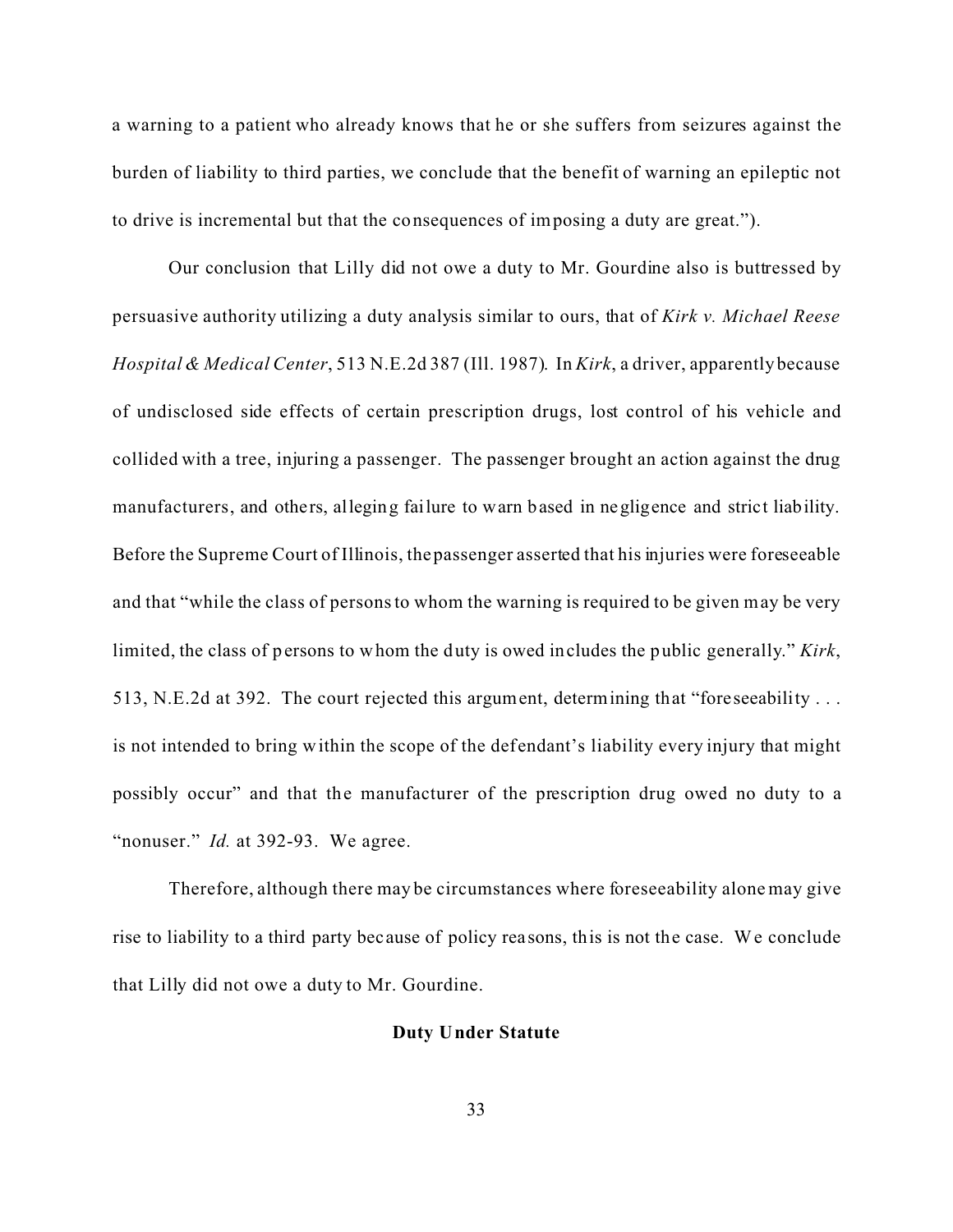a warning to a patient who already knows that he or she suffers from seizures against the burden of liability to third parties, we conclude that the benefit of warning an epileptic not to drive is incremental but that the consequences of imposing a duty are great.").

Our conclusion that Lilly did not owe a duty to Mr. Gourdine also is buttressed by persuasive authority utilizing a duty analysis similar to ours, that of *Kirk v. Michael Reese Hospital & Medical Center*, 513 N.E.2d 387 (Ill. 1987). In *Kirk*, a driver, apparently because of undisclosed side effects of certain prescription drugs, lost control of his vehicle and collided with a tree, injuring a passenger. The passenger brought an action against the drug manufacturers, and others, alleging failure to warn based in negligence and strict liability. Before the Supreme Court of Illinois, the passenger asserted that his injuries were foreseeable and that "while the class of persons to whom the warning is required to be given may be very limited, the class of persons to whom the duty is owed includes the public generally." *Kirk*, 513, N.E.2d at 392. The court rejected this argument, determining that "foreseeability . . . is not intended to bring within the scope of the defendant's liability every injury that might possibly occur" and that the manufacturer of the prescription drug owed no duty to a "nonuser." *Id.* at 392-93. We agree.

Therefore, although there may be circumstances where foreseeability alone may give rise to liability to a third party because of policy reasons, this is not the case. We conclude that Lilly did not owe a duty to Mr. Gourdine.

**Duty Under Statute**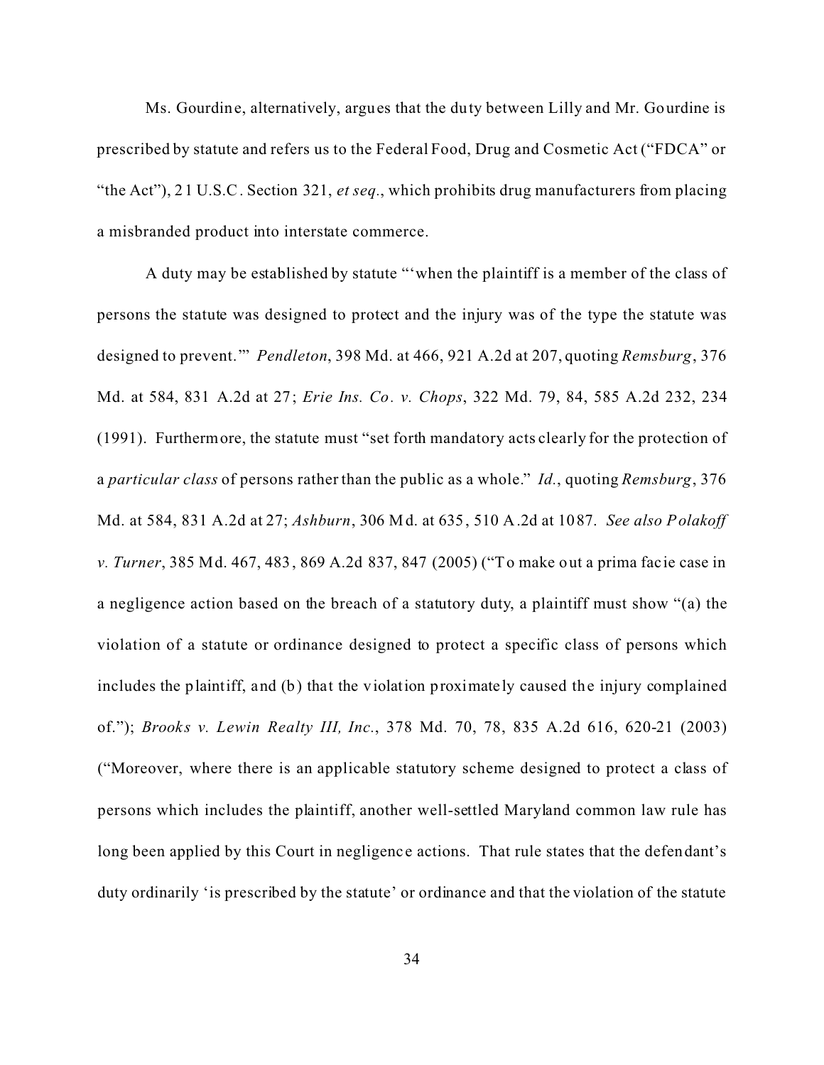Ms. Gourdine, alternatively, argues that the duty between Lilly and Mr. Gourdine is prescribed by statute and refers us to the Federal Food, Drug and Cosmetic Act ("FDCA" or "the Act"), 21 U.S.C. Section 321, *et seq.*, which prohibits drug manufacturers from placing a misbranded product into interstate commerce.

A duty may be established by statute "'when the plaintiff is a member of the class of persons the statute was designed to protect and the injury was of the type the statute was designed to prevent.'" *Pendleton*, 398 Md. at 466, 921 A.2d at 207, quoting *Remsburg*, 376 Md. at 584, 831 A.2d at 27; *Erie Ins. Co. v. Chops*, 322 Md. 79, 84, 585 A.2d 232, 234 (1991). Furthermore, the statute must "set forth mandatory acts clearly for the protection of a *particular class* of persons rather than the public as a whole." *Id.*, quoting *Remsburg*, 376 Md. at 584, 831 A.2d at 27; *Ashburn*, 306 Md. at 635, 510 A.2d at 1087. *See also Polakoff v. Turner*, 385 Md. 467, 483, 869 A.2d 837, 847 (2005) ("To make out a prima facie case in a negligence action based on the breach of a statutory duty, a plaintiff must show "(a) the violation of a statute or ordinance designed to protect a specific class of persons which includes the plaintiff, and (b) that the violation proximately caused the injury complained of."); *Brooks v. Lewin Realty III, Inc.*, 378 Md. 70, 78, 835 A.2d 616, 620-21 (2003) ("Moreover, where there is an applicable statutory scheme designed to protect a class of persons which includes the plaintiff, another well-settled Maryland common law rule has long been applied by this Court in negligence actions. That rule states that the defendant's duty ordinarily 'is prescribed by the statute' or ordinance and that the violation of the statute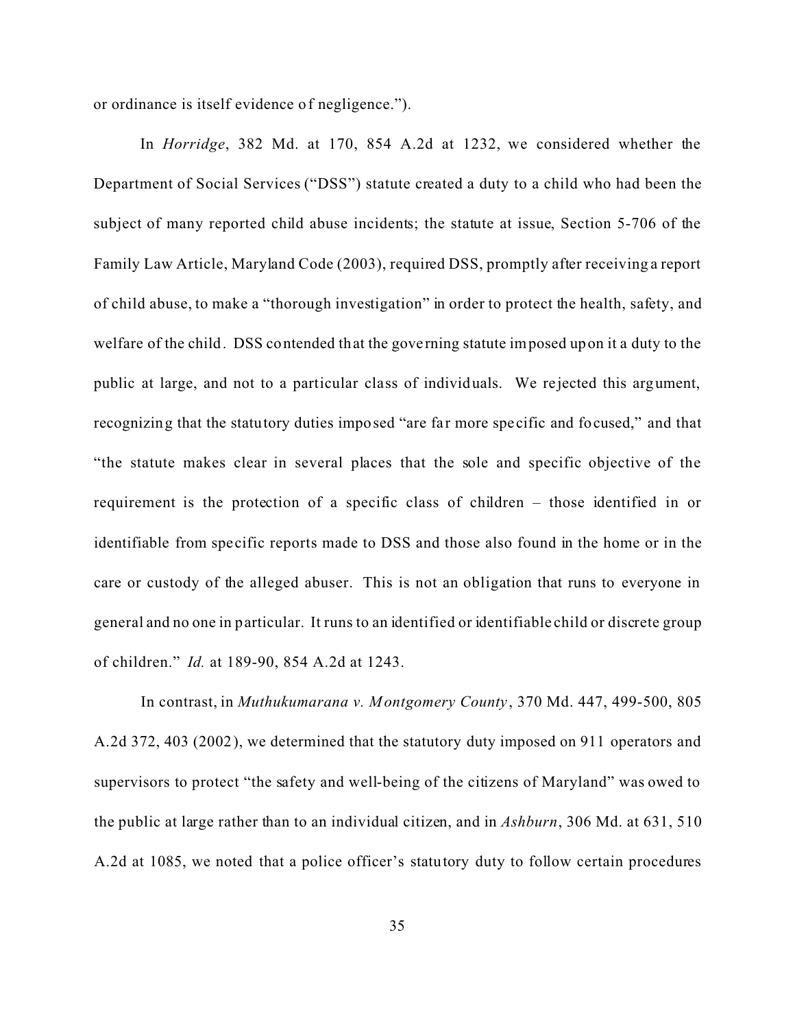or ordinance is itself evidence of negligence.").

In *Horridge*, 382 Md. at 170, 854 A.2d at 1232, we considered whether the Department of Social Services ("DSS") statute created a duty to a child who had been the subject of many reported child abuse incidents; the statute at issue, Section 5-706 of the Family Law Article, Maryland Code (2003), required DSS, promptly after receiving a report of child abuse, to make a "thorough investigation" in order to protect the health, safety, and welfare of the child. DSS contended that the governing statute imposed upon it a duty to the public at large, and not to a particular class of individuals. We rejected this argument, recognizing that the statutory duties imposed "are far more specific and focused," and that "the statute makes clear in several places that the sole and specific objective of the requirement is the protection of a specific class of children – those identified in or identifiable from specific reports made to DSS and those also found in the home or in the care or custody of the alleged abuser. This is not an obligation that runs to everyone in general and no one in particular. It runs to an identified or identifiable child or discrete group of children." *Id.* at 189-90, 854 A.2d at 1243.

In contrast, in *Muthukumarana v. Montgomery County*, 370 Md. 447, 499-500, 805 A.2d 372, 403 (2002), we determined that the statutory duty imposed on 911 operators and supervisors to protect "the safety and well-being of the citizens of Maryland" was owed to the public at large rather than to an individual citizen, and in *Ashburn*, 306 Md. at 631, 510 A.2d at 1085, we noted that a police officer's statutory duty to follow certain procedures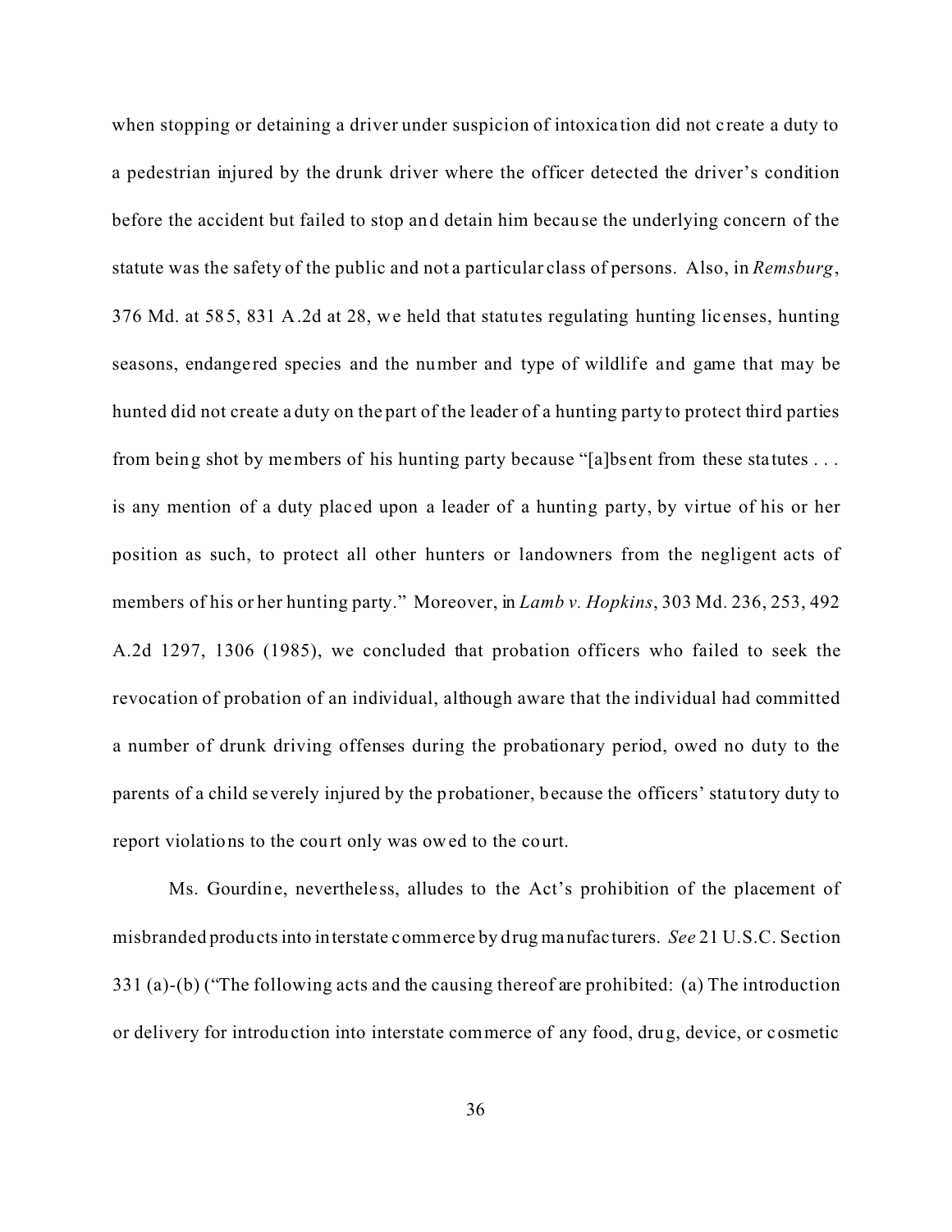when stopping or detaining a driver under suspicion of intoxication did not create a duty to a pedestrian injured by the drunk driver where the officer detected the driver's condition before the accident but failed to stop and detain him because the underlying concern of the statute was the safety of the public and not a particular class of persons. Also, in *Remsburg*, 376 Md. at 585, 831 A.2d at 28, we held that statutes regulating hunting licenses, hunting seasons, endangered species and the number and type of wildlife and game that may be hunted did not create a duty on the part of the leader of a hunting party to protect third parties from being shot by members of his hunting party because "[a]bsent from these statutes . . . is any mention of a duty placed upon a leader of a hunting party, by virtue of his or her position as such, to protect all other hunters or landowners from the negligent acts of members of his or her hunting party." Moreover, in *Lamb v. Hopkins*, 303 Md. 236, 253, 492 A.2d 1297, 1306 (1985), we concluded that probation officers who failed to seek the revocation of probation of an individual, although aware that the individual had committed a number of drunk driving offenses during the probationary period, owed no duty to the parents of a child severely injured by the probationer, because the officers' statutory duty to report violations to the court only was owed to the court.

Ms. Gourdine, nevertheless, alludes to the Act's prohibition of the placement of misbranded products into interstate commerce by drug manufacturers. *See* 21 U.S.C. Section 331 (a)-(b) ("The following acts and the causing thereof are prohibited: (a) The introduction or delivery for introduction into interstate commerce of any food, drug, device, or cosmetic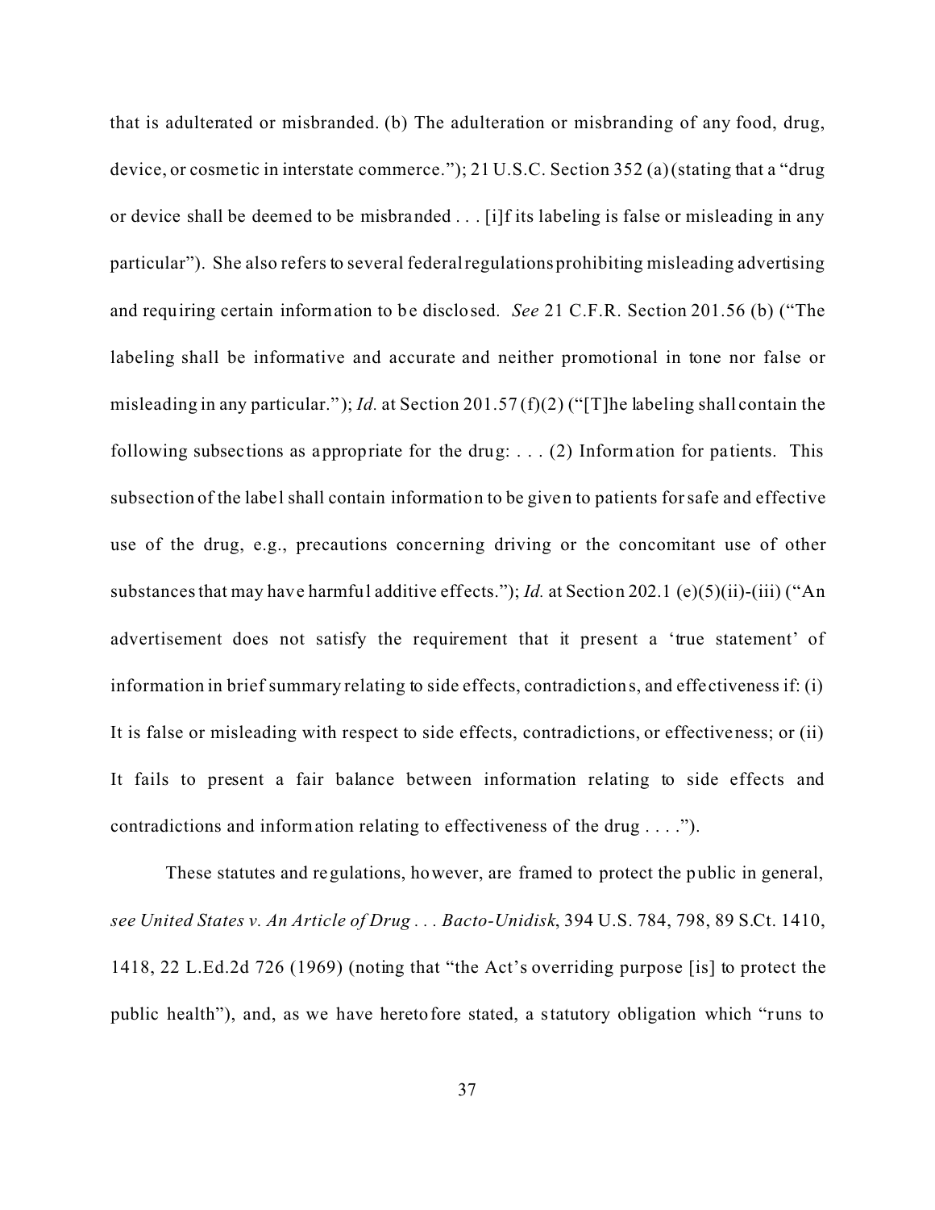that is adulterated or misbranded. (b) The adulteration or misbranding of any food, drug, device, or cosmetic in interstate commerce."); 21 U.S.C. Section 352 (a) (stating that a "drug or device shall be deemed to be misbranded . . . [i]f its labeling is false or misleading in any particular"). She also refers to several federal regulations prohibiting misleading advertising and requiring certain information to be disclosed. *See* 21 C.F.R. Section 201.56 (b) ("The labeling shall be informative and accurate and neither promotional in tone nor false or misleading in any particular."); *Id.* at Section 201.57 (f)(2) ("[T]he labeling shall contain the following subsections as appropriate for the drug: . . . (2) Information for patients. This subsection of the label shall contain information to be given to patients for safe and effective use of the drug, e.g., precautions concerning driving or the concomitant use of other substances that may have harmful additive effects."); *Id.* at Section 202.1 (e)(5)(ii)-(iii) ("An advertisement does not satisfy the requirement that it present a 'true statement' of information in brief summary relating to side effects, contradictions, and effectiveness if: (i) It is false or misleading with respect to side effects, contradictions, or effectiveness; or (ii) It fails to present a fair balance between information relating to side effects and contradictions and information relating to effectiveness of the drug . . . .").

These statutes and regulations, however, are framed to protect the public in general, *see United States v. An Article of Drug . . . Bacto-Unidisk*, 394 U.S. 784, 798, 89 S.Ct. 1410, 1418, 22 L.Ed.2d 726 (1969) (noting that "the Act's overriding purpose [is] to protect the public health"), and, as we have heretofore stated, a statutory obligation which "runs to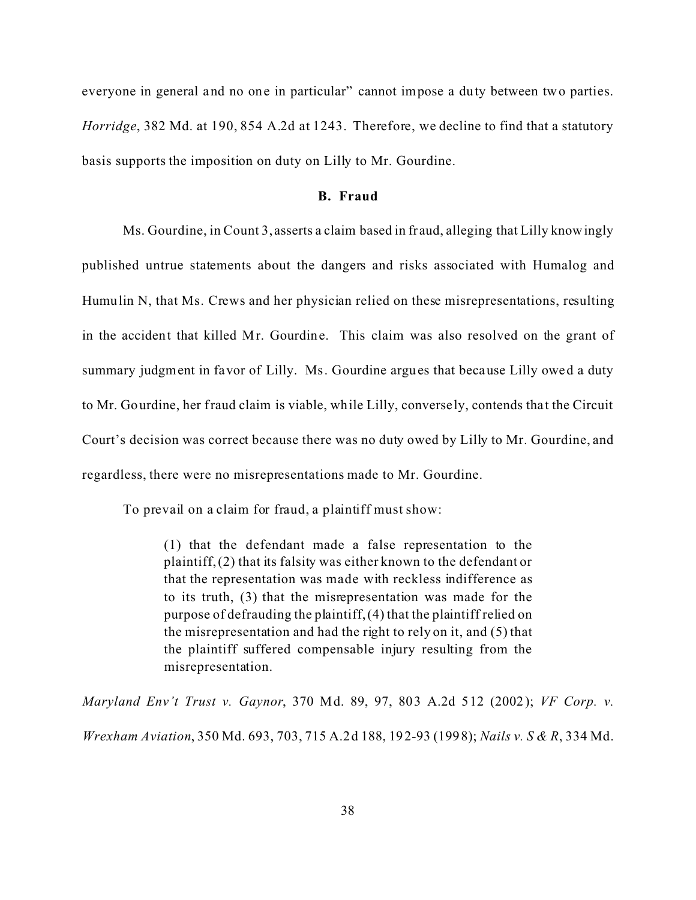everyone in general and no one in particular" cannot impose a duty between two parties. *Horridge*, 382 Md. at 190, 854 A.2d at 1243. Therefore, we decline to find that a statutory basis supports the imposition on duty on Lilly to Mr. Gourdine.

**B. Fraud**

Ms. Gourdine, in Count 3, asserts a claim based in fraud, alleging that Lilly knowingly published untrue statements about the dangers and risks associated with Humalog and Humulin N, that Ms. Crews and her physician relied on these misrepresentations, resulting in the accident that killed Mr. Gourdine. This claim was also resolved on the grant of summary judgment in favor of Lilly. Ms. Gourdine argues that because Lilly owed a duty to Mr. Gourdine, her fraud claim is viable, while Lilly, conversely, contends that the Circuit Court's decision was correct because there was no duty owed by Lilly to Mr. Gourdine, and regardless, there were no misrepresentations made to Mr. Gourdine.

To prevail on a claim for fraud, a plaintiff must show:

> (1) that the defendant made a false representation to the plaintiff, (2) that its falsity was either known to the defendant or that the representation was made with reckless indifference as to its truth, (3) that the misrepresentation was made for the purpose of defrauding the plaintiff, (4) that the plaintiff relied on the misrepresentation and had the right to rely on it, and (5) that the plaintiff suffered compensable injury resulting from the misrepresentation.

*Maryland Env't Trust v. Gaynor*, 370 Md. 89, 97, 803 A.2d 512 (2002); *VF Corp. v. Wrexham Aviation*, 350 Md. 693, 703, 715 A.2d 188, 192-93 (1998); *Nails v. S & R*, 334 Md.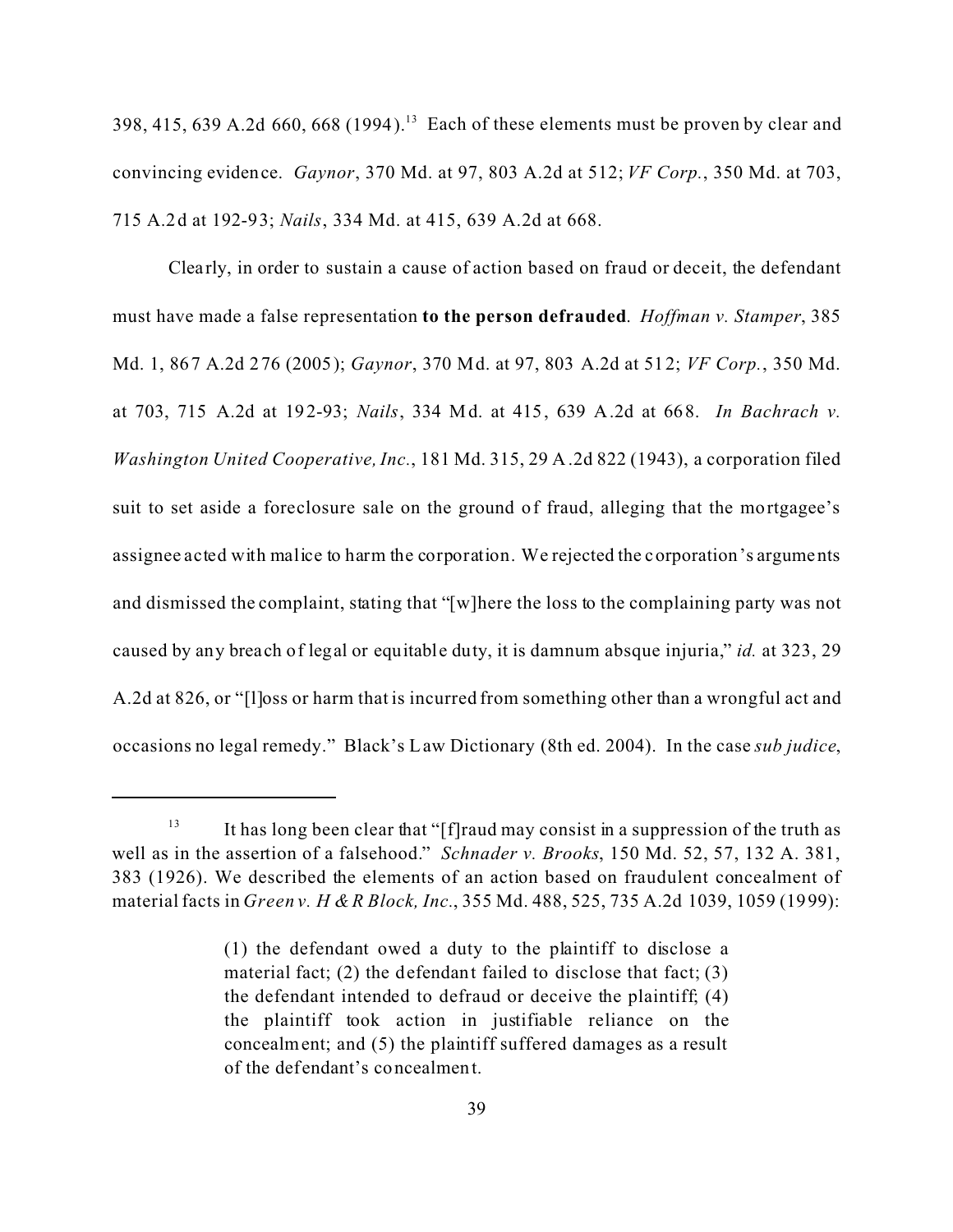398, 415, 639 A.2d 660, 668 (1994).[13] Each of these elements must be proven by clear and convincing evidence. *Gaynor*, 370 Md. at 97, 803 A.2d at 512; *VF Corp.*, 350 Md. at 703, 715 A.2d at 192-93; *Nails*, 334 Md. at 415, 639 A.2d at 668.

Clearly, in order to sustain a cause of action based on fraud or deceit, the defendant must have made a false representation **to the person defrauded**. *Hoffman v. Stamper*, 385 Md. 1, 867 A.2d 276 (2005); *Gaynor*, 370 Md. at 97, 803 A.2d at 512; *VF Corp.*, 350 Md. at 703, 715 A.2d at 192-93; *Nails*, 334 Md. at 415, 639 A.2d at 668. *In Bachrach v. Washington United Cooperative, Inc.*, 181 Md. 315, 29 A.2d 822 (1943), a corporation filed suit to set aside a foreclosure sale on the ground of fraud, alleging that the mortgagee's assignee acted with malice to harm the corporation. We rejected the corporation's arguments and dismissed the complaint, stating that "[w]here the loss to the complaining party was not caused by any breach of legal or equitable duty, it is damnum absque injuria," *id.* at 323, 29 A.2d at 826, or "[l]oss or harm that is incurred from something other than a wrongful act and occasions no legal remedy." Black's Law Dictionary (8th ed. 2004). In the case *sub judice*,

---

[13] It has long been clear that "[f]raud may consist in a suppression of the truth as well as in the assertion of a falsehood." *Schnader v. Brooks*, 150 Md. 52, 57, 132 A. 381, 383 (1926). We described the elements of an action based on fraudulent concealment of material facts in *Green v. H & R Block, Inc.*, 355 Md. 488, 525, 735 A.2d 1039, 1059 (1999):

> (1) the defendant owed a duty to the plaintiff to disclose a material fact; (2) the defendant failed to disclose that fact; (3) the defendant intended to defraud or deceive the plaintiff; (4) the plaintiff took action in justifiable reliance on the concealment; and (5) the plaintiff suffered damages as a result of the defendant's concealment.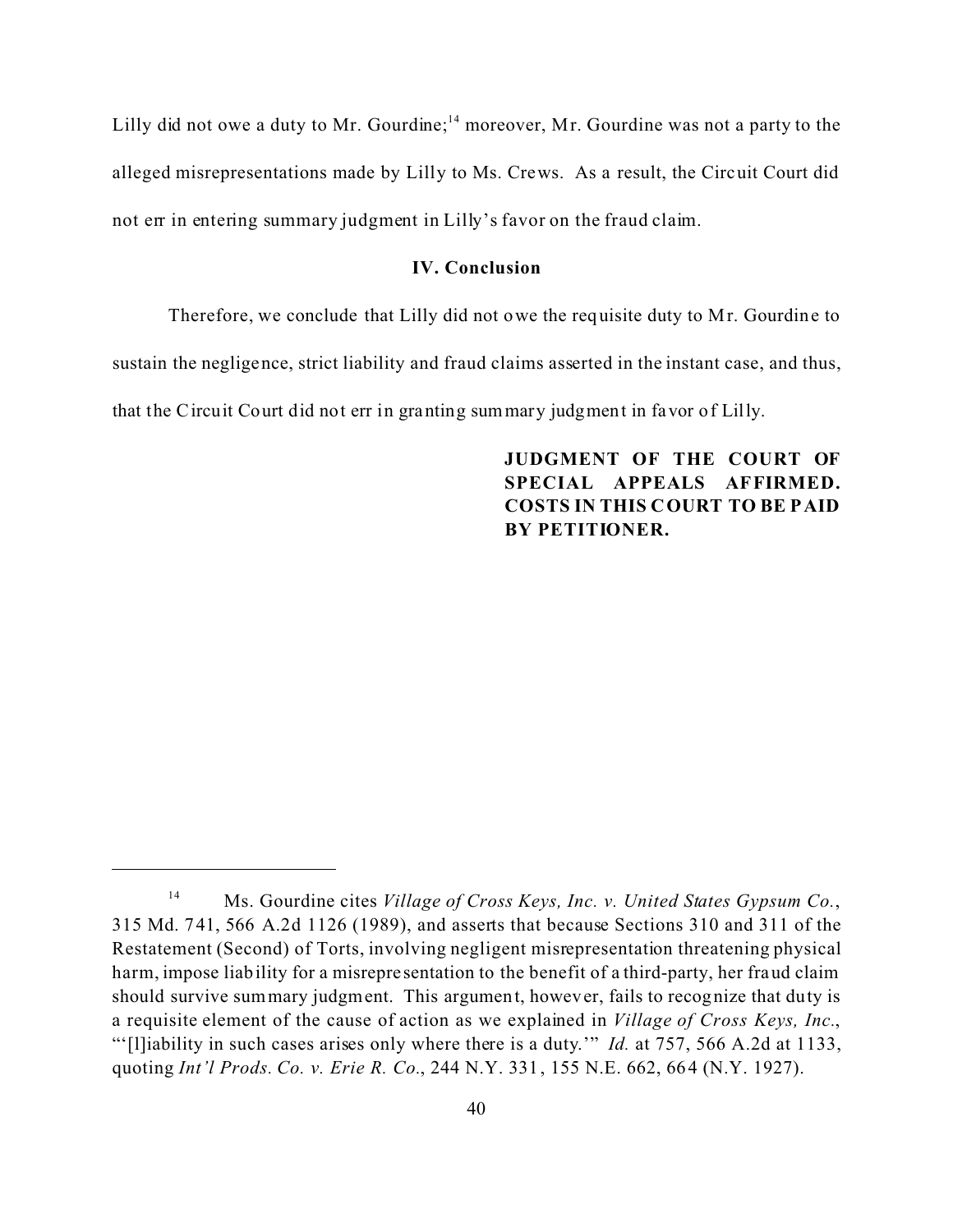Lilly did not owe a duty to Mr. Gourdine;[14] moreover, Mr. Gourdine was not a party to the alleged misrepresentations made by Lilly to Ms. Crews. As a result, the Circuit Court did not err in entering summary judgment in Lilly's favor on the fraud claim.

## IV. Conclusion

Therefore, we conclude that Lilly did not owe the requisite duty to Mr. Gourdine to sustain the negligence, strict liability and fraud claims asserted in the instant case, and thus, that the Circuit Court did not err in granting summary judgment in favor of Lilly.

**JUDGMENT OF THE COURT OF SPECIAL APPEALS AFFIRMED. COSTS IN THIS COURT TO BE PAID BY PETITIONER.**

---

[14] Ms. Gourdine cites *Village of Cross Keys, Inc. v. United States Gypsum Co.*, 315 Md. 741, 566 A.2d 1126 (1989), and asserts that because Sections 310 and 311 of the Restatement (Second) of Torts, involving negligent misrepresentation threatening physical harm, impose liability for a misrepresentation to the benefit of a third-party, her fraud claim should survive summary judgment. This argument, however, fails to recognize that duty is a requisite element of the cause of action as we explained in *Village of Cross Keys, Inc.*, "'[l]iability in such cases arises only where there is a duty.'" *Id.* at 757, 566 A.2d at 1133, quoting *Int'l Prods. Co. v. Erie R. Co.*, 244 N.Y. 331, 155 N.E. 662, 664 (N.Y. 1927).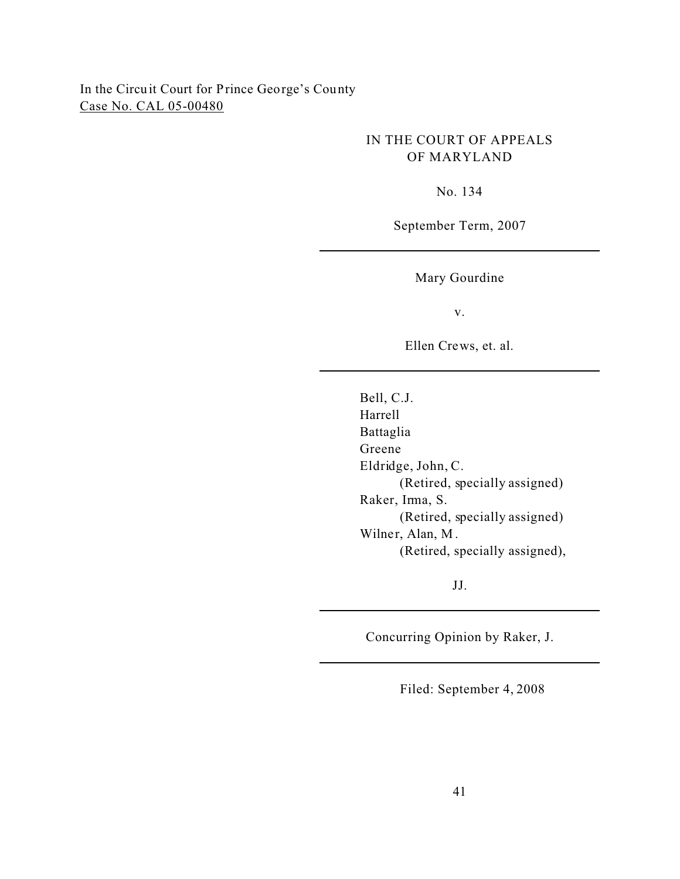In the Circuit Court for Prince George's County
Case No. CAL 05-00480

IN THE COURT OF APPEALS
OF MARYLAND

No. 134

September Term, 2007

---

Mary Gourdine

v.

Ellen Crews, et. al.

---

Bell, C.J.
Harrell
Battaglia
Greene
Eldridge, John, C.
(Retired, specially assigned)
Raker, Irma, S.
(Retired, specially assigned)
Wilner, Alan, M.
(Retired, specially assigned),

JJ.

---

Concurring Opinion by Raker, J.

---

Filed: September 4, 2008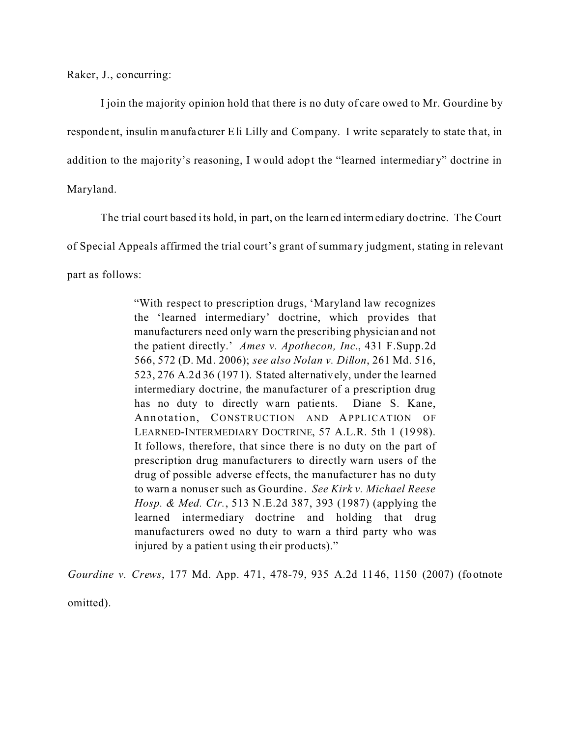Raker, J., concurring:

I join the majority opinion hold that there is no duty of care owed to Mr. Gourdine by respondent, insulin manufacturer Eli Lilly and Company. I write separately to state that, in addition to the majority's reasoning, I would adopt the "learned intermediary" doctrine in Maryland.

The trial court based its hold, in part, on the learned intermediary doctrine. The Court of Special Appeals affirmed the trial court's grant of summary judgment, stating in relevant part as follows:

> "With respect to prescription drugs, 'Maryland law recognizes the 'learned intermediary' doctrine, which provides that manufacturers need only warn the prescribing physician and not the patient directly.' *Ames v. Apothecon, Inc.*, 431 F.Supp.2d 566, 572 (D. Md. 2006); *see also Nolan v. Dillon*, 261 Md. 516, 523, 276 A.2d 36 (1971). Stated alternatively, under the learned intermediary doctrine, the manufacturer of a prescription drug has no duty to directly warn patients. Diane S. Kane, Annotation, CONSTRUCTION AND APPLICATION OF LEARNED-INTERMEDIARY DOCTRINE, 57 A.L.R. 5th 1 (1998). It follows, therefore, that since there is no duty on the part of prescription drug manufacturers to directly warn users of the drug of possible adverse effects, the manufacturer has no duty to warn a nonuser such as Gourdine. *See Kirk v. Michael Reese Hosp. & Med. Ctr.*, 513 N.E.2d 387, 393 (1987) (applying the learned intermediary doctrine and holding that drug manufacturers owed no duty to warn a third party who was injured by a patient using their products)."

*Gourdine v. Crews*, 177 Md. App. 471, 478-79, 935 A.2d 1146, 1150 (2007) (footnote omitted).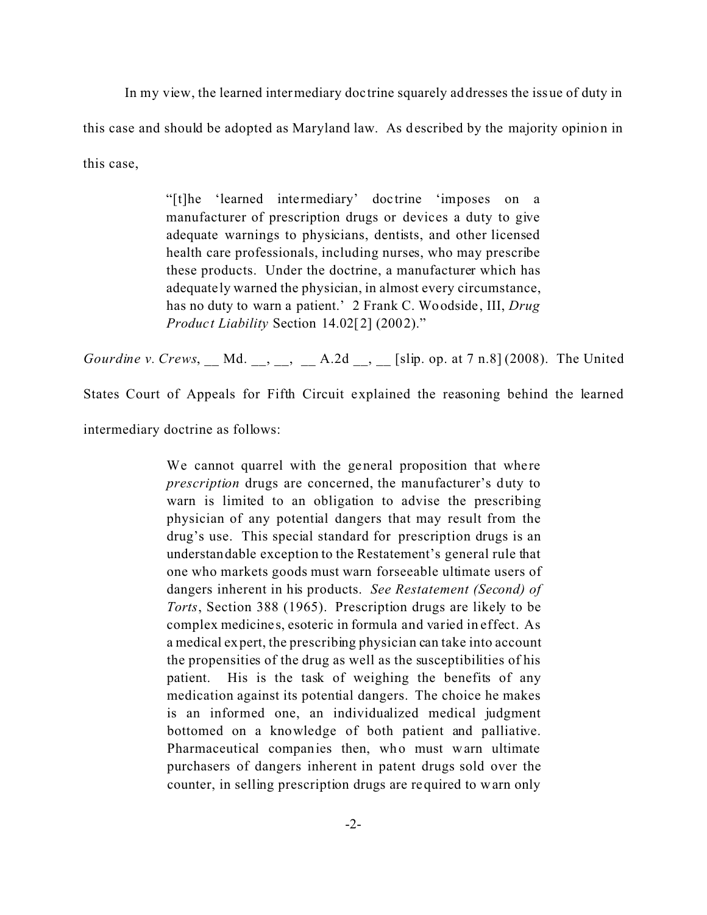In my view, the learned intermediary doctrine squarely addresses the issue of duty in this case and should be adopted as Maryland law. As described by the majority opinion in this case,

> "[t]he 'learned intermediary' doctrine 'imposes on a manufacturer of prescription drugs or devices a duty to give adequate warnings to physicians, dentists, and other licensed health care professionals, including nurses, who may prescribe these products. Under the doctrine, a manufacturer which has adequately warned the physician, in almost every circumstance, has no duty to warn a patient.' 2 Frank C. Woodside, III, *Drug Product Liability* Section 14.02[2] (2002)."

*Gourdine v. Crews*, __ Md. __, __, __ A.2d __, __ [slip. op. at 7 n.8] (2008). The United States Court of Appeals for Fifth Circuit explained the reasoning behind the learned intermediary doctrine as follows:

> We cannot quarrel with the general proposition that where *prescription* drugs are concerned, the manufacturer's duty to warn is limited to an obligation to advise the prescribing physician of any potential dangers that may result from the drug's use. This special standard for prescription drugs is an understandable exception to the Restatement's general rule that one who markets goods must warn forseeable ultimate users of dangers inherent in his products. *See Restatement (Second) of Torts*, Section 388 (1965). Prescription drugs are likely to be complex medicines, esoteric in formula and varied in effect. As a medical expert, the prescribing physician can take into account the propensities of the drug as well as the susceptibilities of his patient. His is the task of weighing the benefits of any medication against its potential dangers. The choice he makes is an informed one, an individualized medical judgment bottomed on a knowledge of both patient and palliative. Pharmaceutical companies then, who must warn ultimate purchasers of dangers inherent in patent drugs sold over the counter, in selling prescription drugs are required to warn only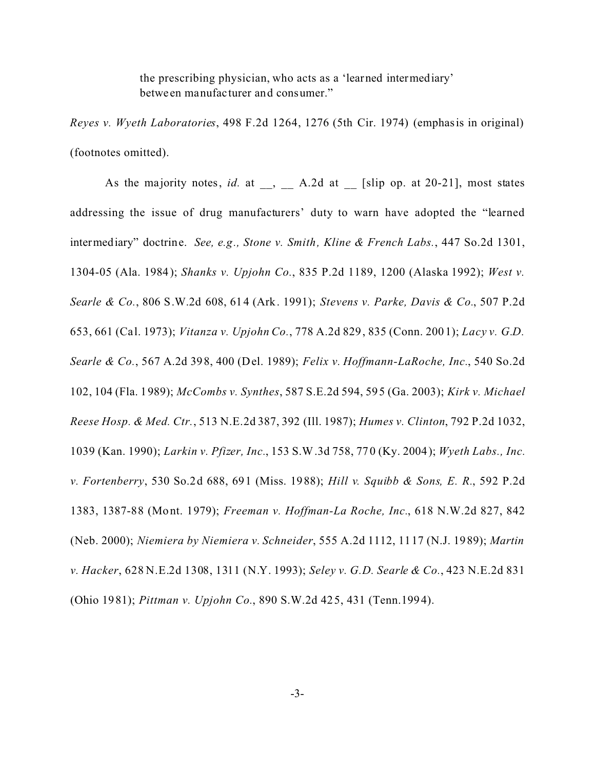> the prescribing physician, who acts as a 'learned intermediary' between manufacturer and consumer."

*Reyes v. Wyeth Laboratories*, 498 F.2d 1264, 1276 (5th Cir. 1974) (emphasis in original) (footnotes omitted).

As the majority notes, *id.* at __, __ A.2d at __ [slip op. at 20-21], most states addressing the issue of drug manufacturers' duty to warn have adopted the "learned intermediary" doctrine. *See, e.g., Stone v. Smith, Kline & French Labs.*, 447 So.2d 1301, 1304-05 (Ala. 1984); *Shanks v. Upjohn Co.*, 835 P.2d 1189, 1200 (Alaska 1992); *West v. Searle & Co.*, 806 S.W.2d 608, 614 (Ark. 1991); *Stevens v. Parke, Davis & Co.*, 507 P.2d 653, 661 (Cal. 1973); *Vitanza v. Upjohn Co.*, 778 A.2d 829, 835 (Conn. 2001); *Lacy v. G.D. Searle & Co.*, 567 A.2d 398, 400 (Del. 1989); *Felix v. Hoffmann-LaRoche, Inc.*, 540 So.2d 102, 104 (Fla. 1989); *McCombs v. Synthes*, 587 S.E.2d 594, 595 (Ga. 2003); *Kirk v. Michael Reese Hosp. & Med. Ctr.*, 513 N.E.2d 387, 392 (Ill. 1987); *Humes v. Clinton*, 792 P.2d 1032, 1039 (Kan. 1990); *Larkin v. Pfizer, Inc.*, 153 S.W.3d 758, 770 (Ky. 2004); *Wyeth Labs., Inc. v. Fortenberry*, 530 So.2d 688, 691 (Miss. 1988); *Hill v. Squibb & Sons, E. R.*, 592 P.2d 1383, 1387-88 (Mont. 1979); *Freeman v. Hoffman-La Roche, Inc.*, 618 N.W.2d 827, 842 (Neb. 2000); *Niemiera by Niemiera v. Schneider*, 555 A.2d 1112, 1117 (N.J. 1989); *Martin v. Hacker*, 628 N.E.2d 1308, 1311 (N.Y. 1993); *Seley v. G.D. Searle & Co.*, 423 N.E.2d 831 (Ohio 1981); *Pittman v. Upjohn Co.*, 890 S.W.2d 425, 431 (Tenn.1994).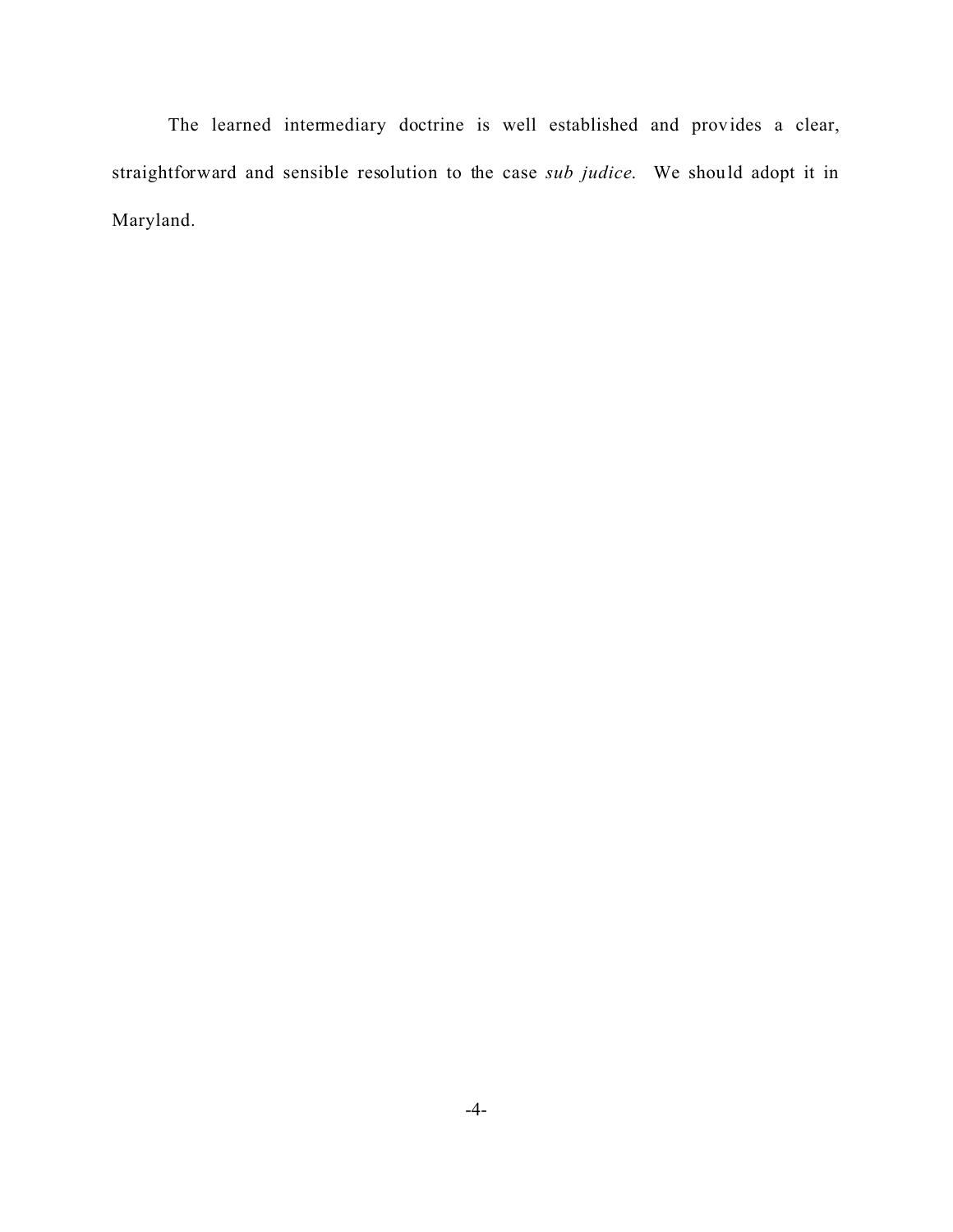The learned intermediary doctrine is well established and provides a clear, straightforward and sensible resolution to the case *sub judice*. We should adopt it in Maryland.